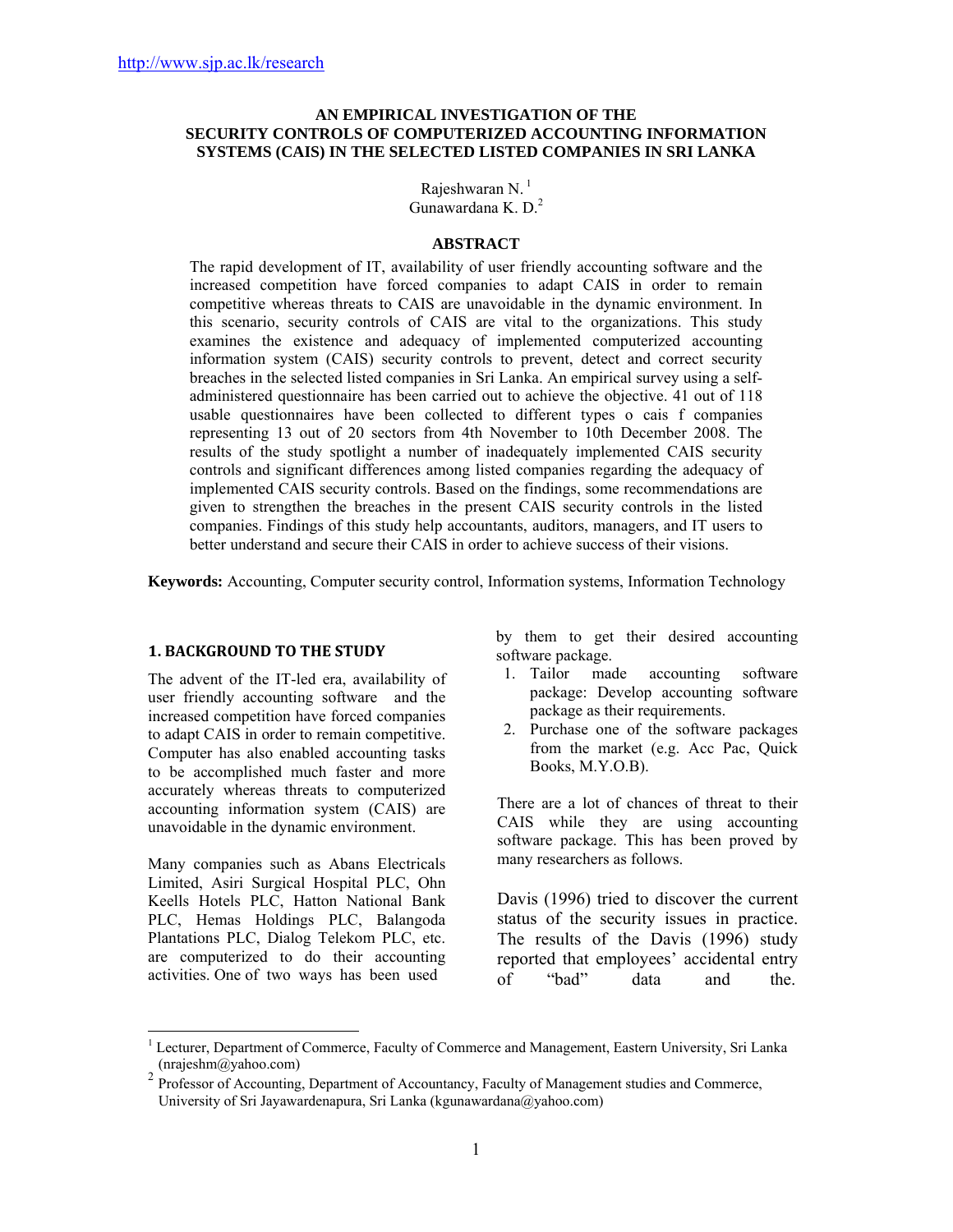http://www.sjp.ac.lk/research

# AN EMPIRICAL INVESTIGATION OF THE SECURITY CONTROLS OF COMPUTERIZED ACCOUNTING INFORMATION SYSTEMS (CAIS) IN THE SELECTED LISTED COMPANIES IN SRI LANKA

Rajeshwaran N. [1]
Gunawardana K. D.[2]

## ABSTRACT

The rapid development of IT, availability of user friendly accounting software and the increased competition have forced companies to adapt CAIS in order to remain competitive whereas threats to CAIS are unavoidable in the dynamic environment. In this scenario, security controls of CAIS are vital to the organizations. This study examines the existence and adequacy of implemented computerized accounting information system (CAIS) security controls to prevent, detect and correct security breaches in the selected listed companies in Sri Lanka. An empirical survey using a self-administered questionnaire has been carried out to achieve the objective. 41 out of 118 usable questionnaires have been collected to different types o cais f companies representing 13 out of 20 sectors from 4th November to 10th December 2008. The results of the study spotlight a number of inadequately implemented CAIS security controls and significant differences among listed companies regarding the adequacy of implemented CAIS security controls. Based on the findings, some recommendations are given to strengthen the breaches in the present CAIS security controls in the listed companies. Findings of this study help accountants, auditors, managers, and IT users to better understand and secure their CAIS in order to achieve success of their visions.

**Keywords:** Accounting, Computer security control, Information systems, Information Technology

## 1. BACKGROUND TO THE STUDY

The advent of the IT-led era, availability of user friendly accounting software and the increased competition have forced companies to adapt CAIS in order to remain competitive. Computer has also enabled accounting tasks to be accomplished much faster and more accurately whereas threats to computerized accounting information system (CAIS) are unavoidable in the dynamic environment.

Many companies such as Abans Electricals Limited, Asiri Surgical Hospital PLC, Ohn Keells Hotels PLC, Hatton National Bank PLC, Hemas Holdings PLC, Balangoda Plantations PLC, Dialog Telekom PLC, etc. are computerized to do their accounting activities. One of two ways has been used by them to get their desired accounting software package.

1. Tailor made accounting software package: Develop accounting software package as their requirements.
2. Purchase one of the software packages from the market (e.g. Acc Pac, Quick Books, M.Y.O.B).

There are a lot of chances of threat to their CAIS while they are using accounting software package. This has been proved by many researchers as follows.

Davis (1996) tried to discover the current status of the security issues in practice. The results of the Davis (1996) study reported that employees' accidental entry of "bad" data and the.

---

[1] Lecturer, Department of Commerce, Faculty of Commerce and Management, Eastern University, Sri Lanka (nrajeshm@yahoo.com)

[2] Professor of Accounting, Department of Accountancy, Faculty of Management studies and Commerce, University of Sri Jayawardenapura, Sri Lanka (kgunawardana@yahoo.com)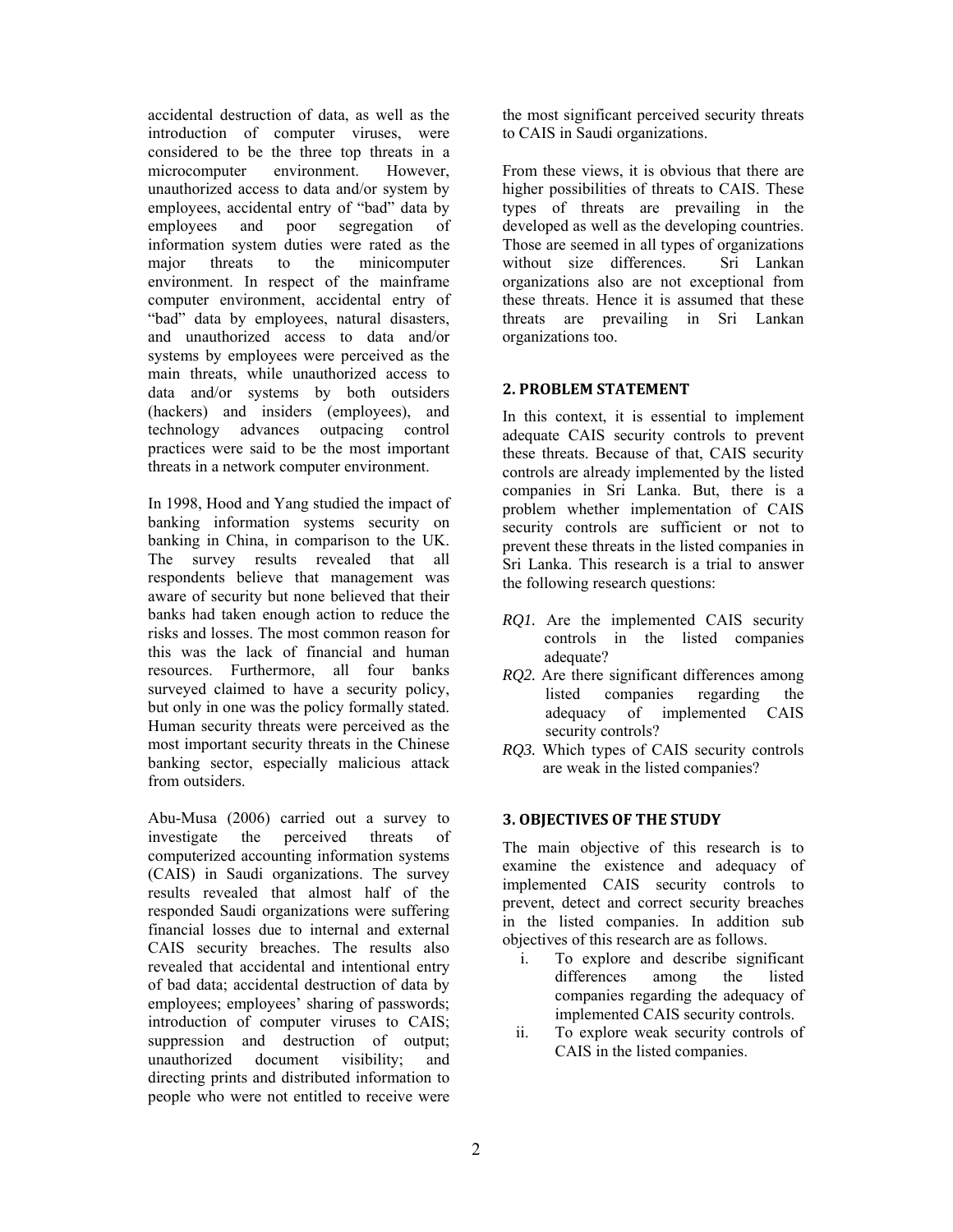accidental destruction of data, as well as the introduction of computer viruses, were considered to be the three top threats in a microcomputer environment. However, unauthorized access to data and/or system by employees, accidental entry of "bad" data by employees and poor segregation of information system duties were rated as the major threats to the minicomputer environment. In respect of the mainframe computer environment, accidental entry of "bad" data by employees, natural disasters, and unauthorized access to data and/or systems by employees were perceived as the main threats, while unauthorized access to data and/or systems by both outsiders (hackers) and insiders (employees), and technology advances outpacing control practices were said to be the most important threats in a network computer environment.

In 1998, Hood and Yang studied the impact of banking information systems security on banking in China, in comparison to the UK. The survey results revealed that all respondents believe that management was aware of security but none believed that their banks had taken enough action to reduce the risks and losses. The most common reason for this was the lack of financial and human resources. Furthermore, all four banks surveyed claimed to have a security policy, but only in one was the policy formally stated. Human security threats were perceived as the most important security threats in the Chinese banking sector, especially malicious attack from outsiders.

Abu-Musa (2006) carried out a survey to investigate the perceived threats of computerized accounting information systems (CAIS) in Saudi organizations. The survey results revealed that almost half of the responded Saudi organizations were suffering financial losses due to internal and external CAIS security breaches. The results also revealed that accidental and intentional entry of bad data; accidental destruction of data by employees; employees' sharing of passwords; introduction of computer viruses to CAIS; suppression and destruction of output; unauthorized document visibility; and directing prints and distributed information to people who were not entitled to receive were the most significant perceived security threats to CAIS in Saudi organizations.

From these views, it is obvious that there are higher possibilities of threats to CAIS. These types of threats are prevailing in the developed as well as the developing countries. Those are seemed in all types of organizations without size differences. Sri Lankan organizations also are not exceptional from these threats. Hence it is assumed that these threats are prevailing in Sri Lankan organizations too.

## 2. PROBLEM STATEMENT

In this context, it is essential to implement adequate CAIS security controls to prevent these threats. Because of that, CAIS security controls are already implemented by the listed companies in Sri Lanka. But, there is a problem whether implementation of CAIS security controls are sufficient or not to prevent these threats in the listed companies in Sri Lanka. This research is a trial to answer the following research questions:

*RQ1.* Are the implemented CAIS security controls in the listed companies adequate?

*RQ2.* Are there significant differences among listed companies regarding the adequacy of implemented CAIS security controls?

*RQ3.* Which types of CAIS security controls are weak in the listed companies?

## 3. OBJECTIVES OF THE STUDY

The main objective of this research is to examine the existence and adequacy of implemented CAIS security controls to prevent, detect and correct security breaches in the listed companies. In addition sub objectives of this research are as follows.

i. To explore and describe significant differences among the listed companies regarding the adequacy of implemented CAIS security controls.
ii. To explore weak security controls of CAIS in the listed companies.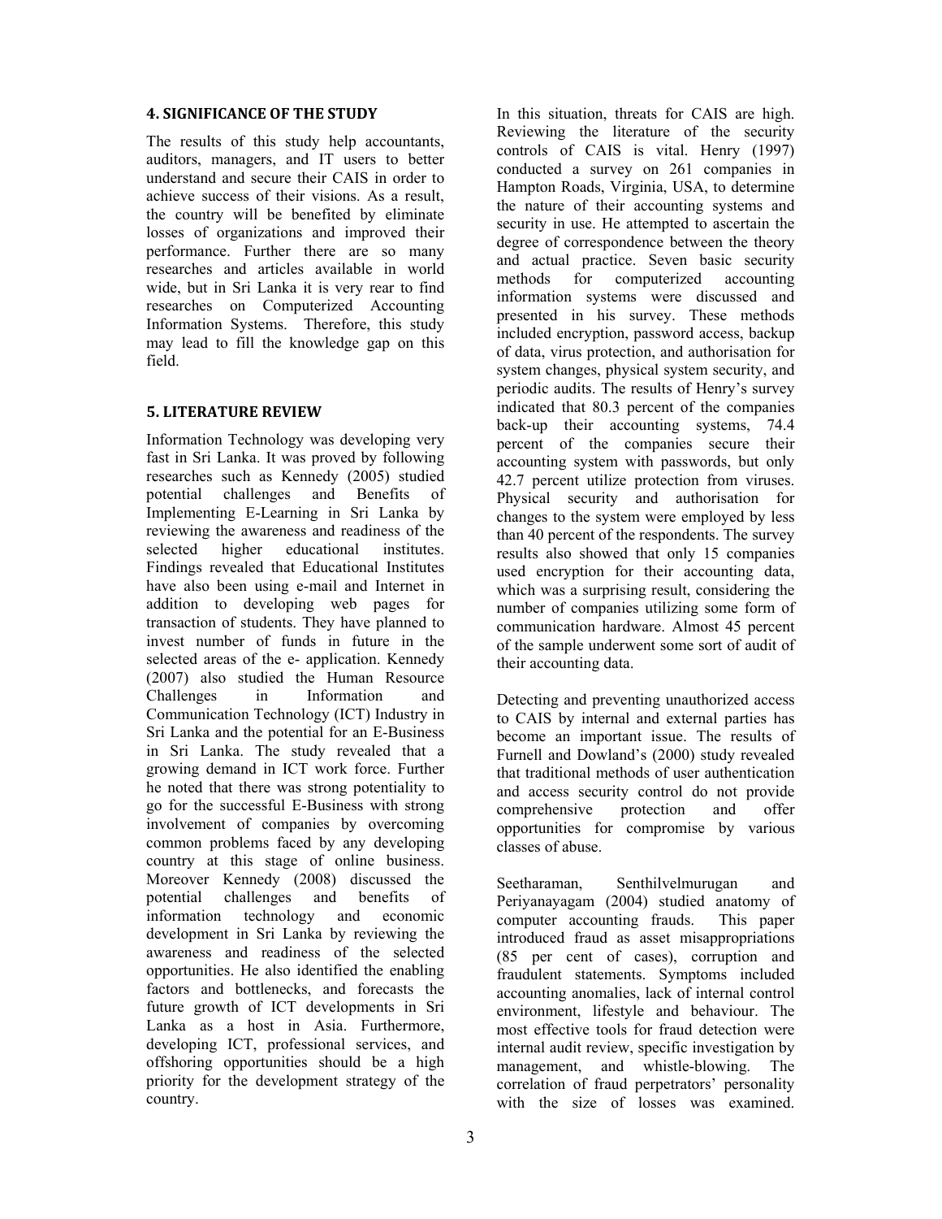## 4. SIGNIFICANCE OF THE STUDY

The results of this study help accountants, auditors, managers, and IT users to better understand and secure their CAIS in order to achieve success of their visions. As a result, the country will be benefited by eliminate losses of organizations and improved their performance. Further there are so many researches and articles available in world wide, but in Sri Lanka it is very rear to find researches on Computerized Accounting Information Systems. Therefore, this study may lead to fill the knowledge gap on this field.

## 5. LITERATURE REVIEW

Information Technology was developing very fast in Sri Lanka. It was proved by following researches such as Kennedy (2005) studied potential challenges and Benefits of Implementing E-Learning in Sri Lanka by reviewing the awareness and readiness of the selected higher educational institutes. Findings revealed that Educational Institutes have also been using e-mail and Internet in addition to developing web pages for transaction of students. They have planned to invest number of funds in future in the selected areas of the e- application. Kennedy (2007) also studied the Human Resource Challenges in Information and Communication Technology (ICT) Industry in Sri Lanka and the potential for an E-Business in Sri Lanka. The study revealed that a growing demand in ICT work force. Further he noted that there was strong potentiality to go for the successful E-Business with strong involvement of companies by overcoming common problems faced by any developing country at this stage of online business. Moreover Kennedy (2008) discussed the potential challenges and benefits of information technology and economic development in Sri Lanka by reviewing the awareness and readiness of the selected opportunities. He also identified the enabling factors and bottlenecks, and forecasts the future growth of ICT developments in Sri Lanka as a host in Asia. Furthermore, developing ICT, professional services, and offshoring opportunities should be a high priority for the development strategy of the country.

In this situation, threats for CAIS are high. Reviewing the literature of the security controls of CAIS is vital. Henry (1997) conducted a survey on 261 companies in Hampton Roads, Virginia, USA, to determine the nature of their accounting systems and security in use. He attempted to ascertain the degree of correspondence between the theory and actual practice. Seven basic security methods for computerized accounting information systems were discussed and presented in his survey. These methods included encryption, password access, backup of data, virus protection, and authorisation for system changes, physical system security, and periodic audits. The results of Henry's survey indicated that 80.3 percent of the companies back-up their accounting systems, 74.4 percent of the companies secure their accounting system with passwords, but only 42.7 percent utilize protection from viruses. Physical security and authorisation for changes to the system were employed by less than 40 percent of the respondents. The survey results also showed that only 15 companies used encryption for their accounting data, which was a surprising result, considering the number of companies utilizing some form of communication hardware. Almost 45 percent of the sample underwent some sort of audit of their accounting data.

Detecting and preventing unauthorized access to CAIS by internal and external parties has become an important issue. The results of Furnell and Dowland's (2000) study revealed that traditional methods of user authentication and access security control do not provide comprehensive protection and offer opportunities for compromise by various classes of abuse.

Seetharaman, Senthilvelmurugan and Periyanayagam (2004) studied anatomy of computer accounting frauds. This paper introduced fraud as asset misappropriations (85 per cent of cases), corruption and fraudulent statements. Symptoms included accounting anomalies, lack of internal control environment, lifestyle and behaviour. The most effective tools for fraud detection were internal audit review, specific investigation by management, and whistle-blowing. The correlation of fraud perpetrators' personality with the size of losses was examined.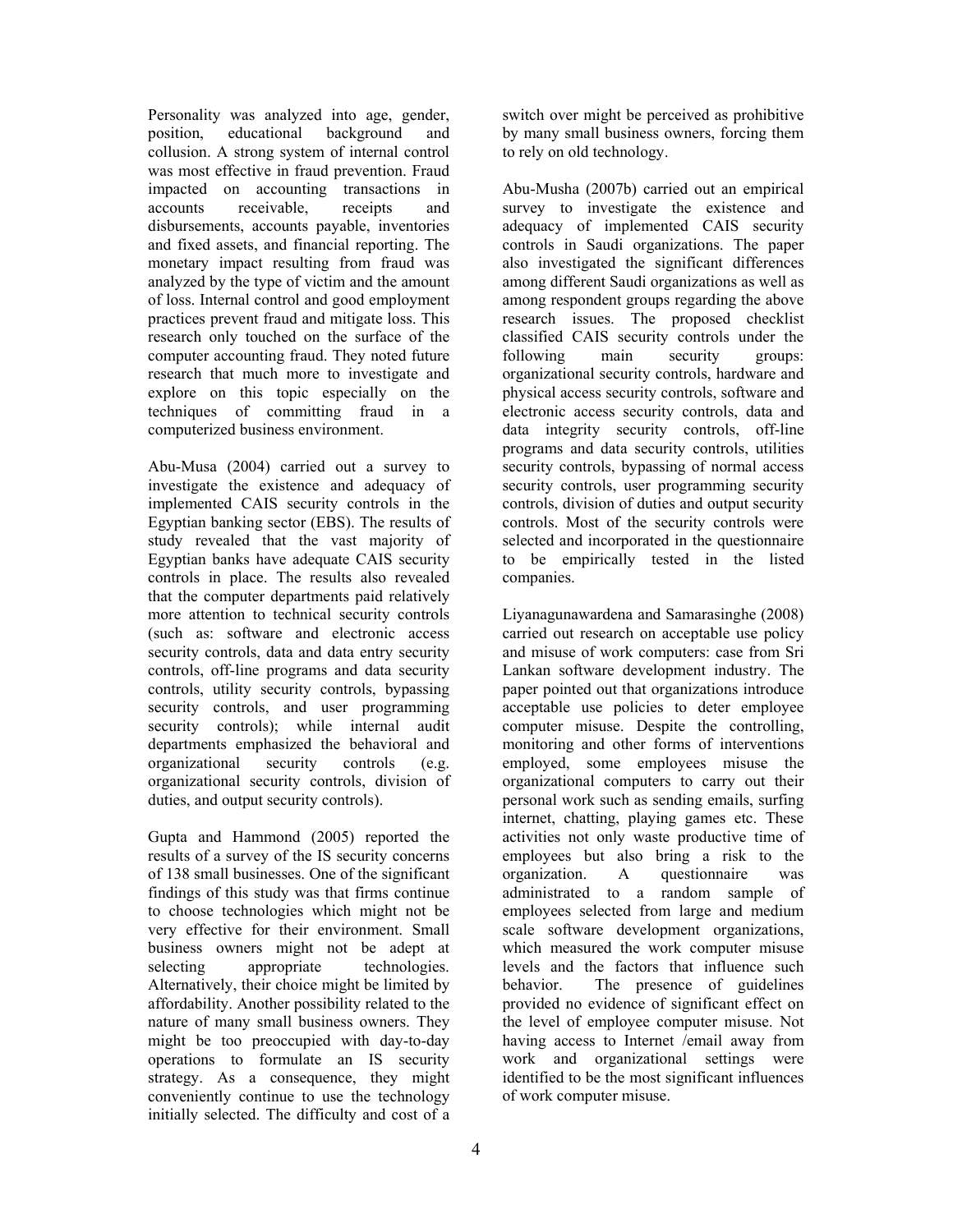Personality was analyzed into age, gender, position, educational background and collusion. A strong system of internal control was most effective in fraud prevention. Fraud impacted on accounting transactions in accounts receivable, receipts and disbursements, accounts payable, inventories and fixed assets, and financial reporting. The monetary impact resulting from fraud was analyzed by the type of victim and the amount of loss. Internal control and good employment practices prevent fraud and mitigate loss. This research only touched on the surface of the computer accounting fraud. They noted future research that much more to investigate and explore on this topic especially on the techniques of committing fraud in a computerized business environment.

Abu-Musa (2004) carried out a survey to investigate the existence and adequacy of implemented CAIS security controls in the Egyptian banking sector (EBS). The results of study revealed that the vast majority of Egyptian banks have adequate CAIS security controls in place. The results also revealed that the computer departments paid relatively more attention to technical security controls (such as: software and electronic access security controls, data and data entry security controls, off-line programs and data security controls, utility security controls, bypassing security controls, and user programming security controls); while internal audit departments emphasized the behavioral and organizational security controls (e.g. organizational security controls, division of duties, and output security controls).

Gupta and Hammond (2005) reported the results of a survey of the IS security concerns of 138 small businesses. One of the significant findings of this study was that firms continue to choose technologies which might not be very effective for their environment. Small business owners might not be adept at selecting appropriate technologies. Alternatively, their choice might be limited by affordability. Another possibility related to the nature of many small business owners. They might be too preoccupied with day-to-day operations to formulate an IS security strategy. As a consequence, they might conveniently continue to use the technology initially selected. The difficulty and cost of a switch over might be perceived as prohibitive by many small business owners, forcing them to rely on old technology.

Abu-Musha (2007b) carried out an empirical survey to investigate the existence and adequacy of implemented CAIS security controls in Saudi organizations. The paper also investigated the significant differences among different Saudi organizations as well as among respondent groups regarding the above research issues. The proposed checklist classified CAIS security controls under the following main security groups: organizational security controls, hardware and physical access security controls, software and electronic access security controls, data and data integrity security controls, off-line programs and data security controls, utilities security controls, bypassing of normal access security controls, user programming security controls, division of duties and output security controls. Most of the security controls were selected and incorporated in the questionnaire to be empirically tested in the listed companies.

Liyanagunawardena and Samarasinghe (2008) carried out research on acceptable use policy and misuse of work computers: case from Sri Lankan software development industry. The paper pointed out that organizations introduce acceptable use policies to deter employee computer misuse. Despite the controlling, monitoring and other forms of interventions employed, some employees misuse the organizational computers to carry out their personal work such as sending emails, surfing internet, chatting, playing games etc. These activities not only waste productive time of employees but also bring a risk to the organization. A questionnaire was administrated to a random sample of employees selected from large and medium scale software development organizations, which measured the work computer misuse levels and the factors that influence such behavior. The presence of guidelines provided no evidence of significant effect on the level of employee computer misuse. Not having access to Internet /email away from work and organizational settings were identified to be the most significant influences of work computer misuse.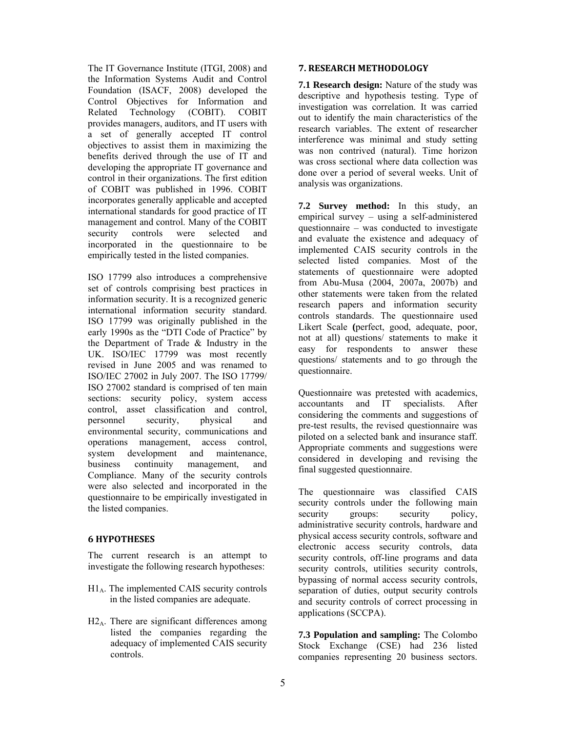The IT Governance Institute (ITGI, 2008) and the Information Systems Audit and Control Foundation (ISACF, 2008) developed the Control Objectives for Information and Related Technology (COBIT). COBIT provides managers, auditors, and IT users with a set of generally accepted IT control objectives to assist them in maximizing the benefits derived through the use of IT and developing the appropriate IT governance and control in their organizations. The first edition of COBIT was published in 1996. COBIT incorporates generally applicable and accepted international standards for good practice of IT management and control. Many of the COBIT security controls were selected and incorporated in the questionnaire to be empirically tested in the listed companies.

ISO 17799 also introduces a comprehensive set of controls comprising best practices in information security. It is a recognized generic international information security standard. ISO 17799 was originally published in the early 1990s as the "DTI Code of Practice" by the Department of Trade & Industry in the UK. ISO/IEC 17799 was most recently revised in June 2005 and was renamed to ISO/IEC 27002 in July 2007. The ISO 17799/ ISO 27002 standard is comprised of ten main sections: security policy, system access control, asset classification and control, personnel security, physical and environmental security, communications and operations management, access control, system development and maintenance, business continuity management, and Compliance. Many of the security controls were also selected and incorporated in the questionnaire to be empirically investigated in the listed companies.

## 6 HYPOTHESES

The current research is an attempt to investigate the following research hypotheses:

$H1_A$. The implemented CAIS security controls in the listed companies are adequate.

$H2_A$. There are significant differences among listed the companies regarding the adequacy of implemented CAIS security controls.

## 7. RESEARCH METHODOLOGY

**7.1 Research design:** Nature of the study was descriptive and hypothesis testing. Type of investigation was correlation. It was carried out to identify the main characteristics of the research variables. The extent of researcher interference was minimal and study setting was non contrived (natural). Time horizon was cross sectional where data collection was done over a period of several weeks. Unit of analysis was organizations.

**7.2 Survey method:** In this study, an empirical survey – using a self-administered questionnaire – was conducted to investigate and evaluate the existence and adequacy of implemented CAIS security controls in the selected listed companies. Most of the statements of questionnaire were adopted from Abu-Musa (2004, 2007a, 2007b) and other statements were taken from the related research papers and information security controls standards. The questionnaire used Likert Scale **(**perfect, good, adequate, poor, not at all) questions/ statements to make it easy for respondents to answer these questions/ statements and to go through the questionnaire.

Questionnaire was pretested with academics, accountants and IT specialists. After considering the comments and suggestions of pre-test results, the revised questionnaire was piloted on a selected bank and insurance staff. Appropriate comments and suggestions were considered in developing and revising the final suggested questionnaire.

The questionnaire was classified CAIS security controls under the following main security groups: security policy, administrative security controls, hardware and physical access security controls, software and electronic access security controls, data security controls, off-line programs and data security controls, utilities security controls, bypassing of normal access security controls, separation of duties, output security controls and security controls of correct processing in applications (SCCPA).

**7.3 Population and sampling:** The Colombo Stock Exchange (CSE) had 236 listed companies representing 20 business sectors.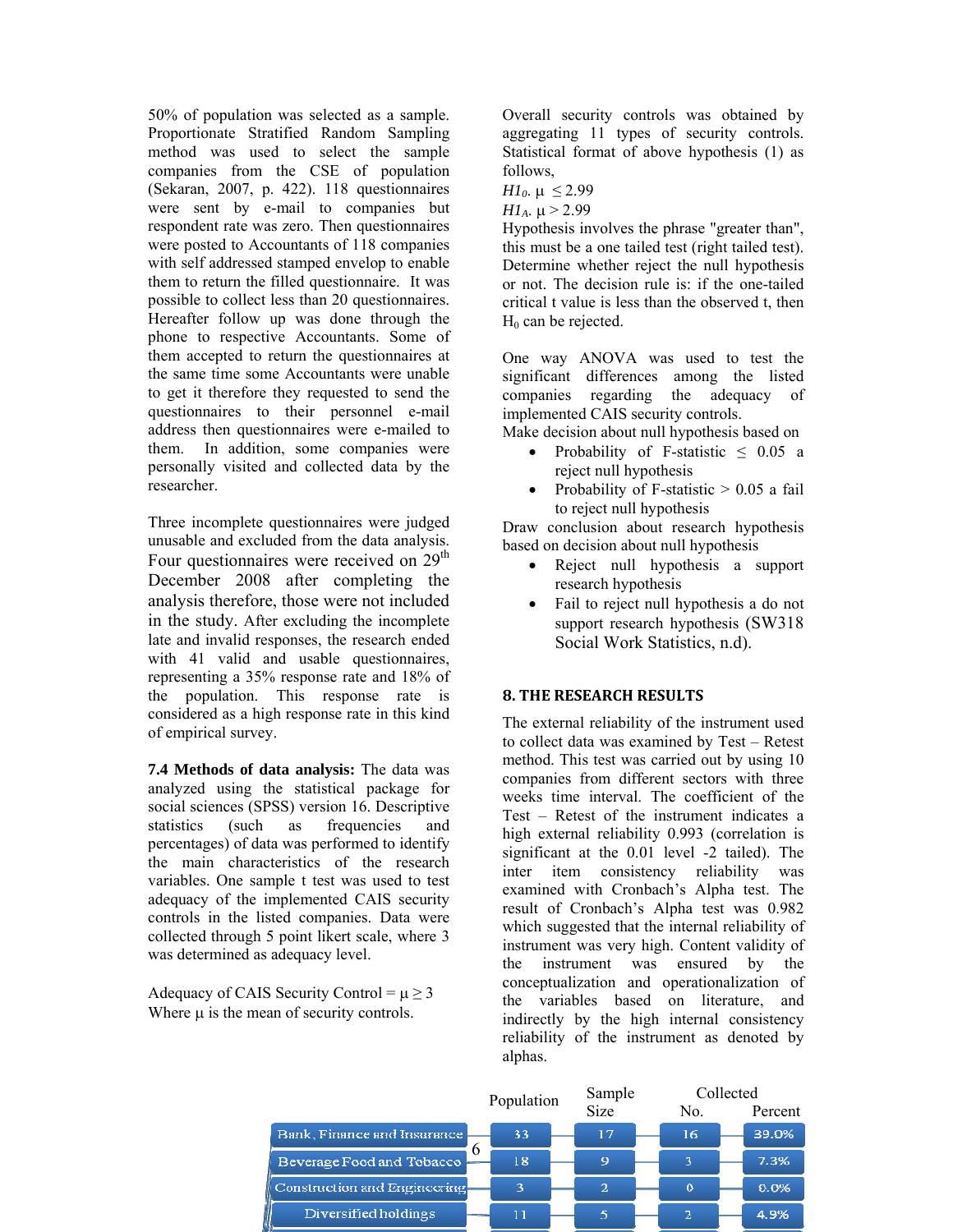50% of population was selected as a sample. Proportionate Stratified Random Sampling method was used to select the sample companies from the CSE of population (Sekaran, 2007, p. 422). 118 questionnaires were sent by e-mail to companies but respondent rate was zero. Then questionnaires were posted to Accountants of 118 companies with self addressed stamped envelop to enable them to return the filled questionnaire. It was possible to collect less than 20 questionnaires. Hereafter follow up was done through the phone to respective Accountants. Some of them accepted to return the questionnaires at the same time some Accountants were unable to get it therefore they requested to send the questionnaires to their personnel e-mail address then questionnaires were e-mailed to them. In addition, some companies were personally visited and collected data by the researcher.

Three incomplete questionnaires were judged unusable and excluded from the data analysis. Four questionnaires were received on 29th December 2008 after completing the analysis therefore, those were not included in the study. After excluding the incomplete late and invalid responses, the research ended with 41 valid and usable questionnaires, representing a 35% response rate and 18% of the population. This response rate is considered as a high response rate in this kind of empirical survey.

**7.4 Methods of data analysis:** The data was analyzed using the statistical package for social sciences (SPSS) version 16. Descriptive statistics (such as frequencies and percentages) of data was performed to identify the main characteristics of the research variables. One sample t test was used to test adequacy of the implemented CAIS security controls in the listed companies. Data were collected through 5 point likert scale, where 3 was determined as adequacy level.

Adequacy of CAIS Security Control = $\mu \geq 3$

Where $\mu$ is the mean of security controls.

Overall security controls was obtained by aggregating 11 types of security controls. Statistical format of above hypothesis (1) as follows,

$H1_0$. $\mu \leq 2.99$

$H1_A$. $\mu > 2.99$

Hypothesis involves the phrase "greater than", this must be a one tailed test (right tailed test). Determine whether reject the null hypothesis or not. The decision rule is: if the one-tailed critical t value is less than the observed t, then $H_0$ can be rejected.

One way ANOVA was used to test the significant differences among the listed companies regarding the adequacy of implemented CAIS security controls.

Make decision about null hypothesis based on

- Probability of F-statistic $\leq$ 0.05 a reject null hypothesis
- Probability of F-statistic > 0.05 a fail to reject null hypothesis

Draw conclusion about research hypothesis based on decision about null hypothesis

- Reject null hypothesis a support research hypothesis
- Fail to reject null hypothesis a do not support research hypothesis (SW318 Social Work Statistics, n.d).

## 8. THE RESEARCH RESULTS

The external reliability of the instrument used to collect data was examined by Test – Retest method. This test was carried out by using 10 companies from different sectors with three weeks time interval. The coefficient of the Test – Retest of the instrument indicates a high external reliability 0.993 (correlation is significant at the 0.01 level -2 tailed). The inter item consistency reliability was examined with Cronbach's Alpha test. The result of Cronbach's Alpha test was 0.982 which suggested that the internal reliability of instrument was very high. Content validity of the instrument was ensured by the conceptualization and operationalization of the variables based on literature, and indirectly by the high internal consistency reliability of the instrument as denoted by alphas.

| | Population | Sample Size | Collected No. | Percent |
|---|---|---|---|---|
| Bank, Finance and Insurance | 33 | 17 | 16 | 39.0% |
| Beverage Food and Tobacco | 18 | 9 | 3 | 7.3% |
| Construction and Engineering | 3 | 2 | 0 | 0.0% |
| Diversified holdings | 11 | 5 | 2 | 4.9% |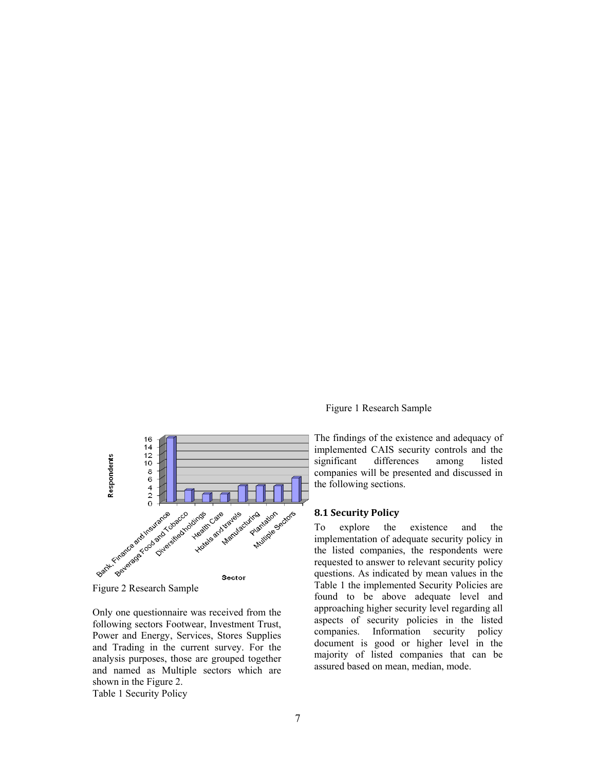Figure 1 Research Sample

Figure 2 Research Sample

Only one questionnaire was received from the following sectors Footwear, Investment Trust, Power and Energy, Services, Stores Supplies and Trading in the current survey. For the analysis purposes, those are grouped together and named as Multiple sectors which are shown in the Figure 2.

Table 1 Security Policy

The findings of the existence and adequacy of implemented CAIS security controls and the significant differences among listed companies will be presented and discussed in the following sections.

## 8.1 Security Policy

To explore the existence and the implementation of adequate security policy in the listed companies, the respondents were requested to answer to relevant security policy questions. As indicated by mean values in the Table 1 the implemented Security Policies are found to be above adequate level and approaching higher security level regarding all aspects of security policies in the listed companies. Information security policy document is good or higher level in the majority of listed companies that can be assured based on mean, median, mode.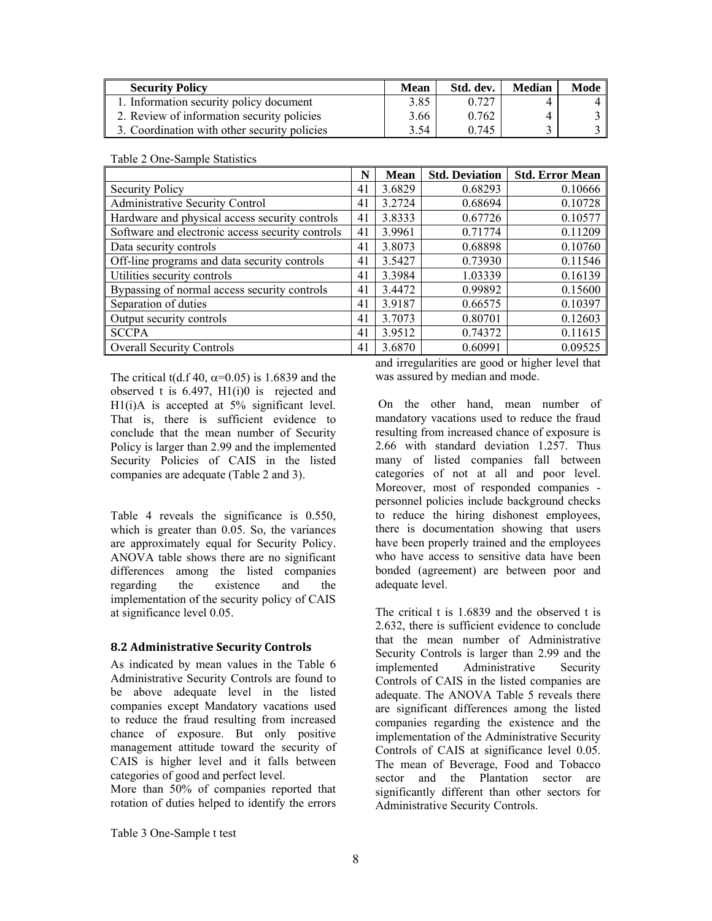| Security Policy | Mean | Std. dev. | Median | Mode |
|---|---|---|---|---|
| 1. Information security policy document | 3.85 | 0.727 | 4 | 4 |
| 2. Review of information security policies | 3.66 | 0.762 | 4 | 3 |
| 3. Coordination with other security policies | 3.54 | 0.745 | 3 | 3 |

Table 2 One-Sample Statistics

| | N | Mean | Std. Deviation | Std. Error Mean |
|---|---|---|---|---|
| Security Policy | 41 | 3.6829 | 0.68293 | 0.10666 |
| Administrative Security Control | 41 | 3.2724 | 0.68694 | 0.10728 |
| Hardware and physical access security controls | 41 | 3.8333 | 0.67726 | 0.10577 |
| Software and electronic access security controls | 41 | 3.9961 | 0.71774 | 0.11209 |
| Data security controls | 41 | 3.8073 | 0.68898 | 0.10760 |
| Off-line programs and data security controls | 41 | 3.5427 | 0.73930 | 0.11546 |
| Utilities security controls | 41 | 3.3984 | 1.03339 | 0.16139 |
| Bypassing of normal access security controls | 41 | 3.4472 | 0.99892 | 0.15600 |
| Separation of duties | 41 | 3.9187 | 0.66575 | 0.10397 |
| Output security controls | 41 | 3.7073 | 0.80701 | 0.12603 |
| SCCPA | 41 | 3.9512 | 0.74372 | 0.11615 |
| Overall Security Controls | 41 | 3.6870 | 0.60991 | 0.09525 |

The critical t(d.f 40, $\alpha$=0.05) is 1.6839 and the observed t is 6.497, H1(i)0 is rejected and H1(i)A is accepted at 5% significant level. That is, there is sufficient evidence to conclude that the mean number of Security Policy is larger than 2.99 and the implemented Security Policies of CAIS in the listed companies are adequate (Table 2 and 3).

Table 4 reveals the significance is 0.550, which is greater than 0.05. So, the variances are approximately equal for Security Policy. ANOVA table shows there are no significant differences among the listed companies regarding the existence and the implementation of the security policy of CAIS at significance level 0.05.

### 8.2 Administrative Security Controls

As indicated by mean values in the Table 6 Administrative Security Controls are found to be above adequate level in the listed companies except Mandatory vacations used to reduce the fraud resulting from increased chance of exposure. But only positive management attitude toward the security of CAIS is higher level and it falls between categories of good and perfect level.

More than 50% of companies reported that rotation of duties helped to identify the errors and irregularities are good or higher level that was assured by median and mode.

On the other hand, mean number of mandatory vacations used to reduce the fraud resulting from increased chance of exposure is 2.66 with standard deviation 1.257. Thus many of listed companies fall between categories of not at all and poor level. Moreover, most of responded companies - personnel policies include background checks to reduce the hiring dishonest employees, there is documentation showing that users have been properly trained and the employees who have access to sensitive data have been bonded (agreement) are between poor and adequate level.

The critical t is 1.6839 and the observed t is 2.632, there is sufficient evidence to conclude that the mean number of Administrative Security Controls is larger than 2.99 and the implemented Administrative Security Controls of CAIS in the listed companies are adequate. The ANOVA Table 5 reveals there are significant differences among the listed companies regarding the existence and the implementation of the Administrative Security Controls of CAIS at significance level 0.05. The mean of Beverage, Food and Tobacco sector and the Plantation sector are significantly different than other sectors for Administrative Security Controls.

Table 3 One-Sample t test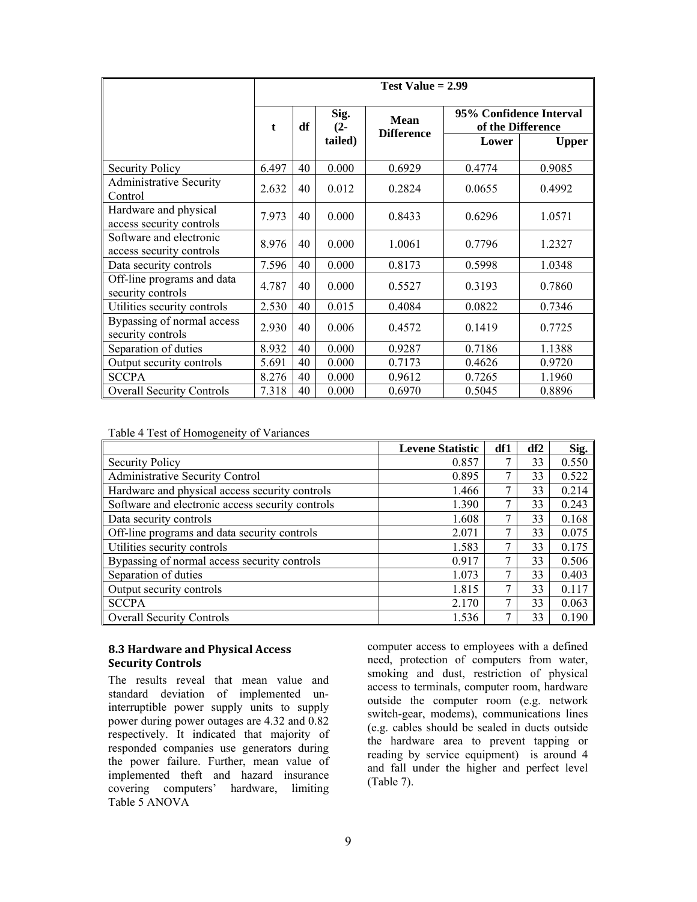| | Test Value = 2.99 | | | | | |
|---|---|---|---|---|---|---|
| | t | df | Sig. (2-tailed) | Mean Difference | 95% Confidence Interval of the Difference | |
| | | | | | Lower | Upper |
| Security Policy | 6.497 | 40 | 0.000 | 0.6929 | 0.4774 | 0.9085 |
| Administrative Security Control | 2.632 | 40 | 0.012 | 0.2824 | 0.0655 | 0.4992 |
| Hardware and physical access security controls | 7.973 | 40 | 0.000 | 0.8433 | 0.6296 | 1.0571 |
| Software and electronic access security controls | 8.976 | 40 | 0.000 | 1.0061 | 0.7796 | 1.2327 |
| Data security controls | 7.596 | 40 | 0.000 | 0.8173 | 0.5998 | 1.0348 |
| Off-line programs and data security controls | 4.787 | 40 | 0.000 | 0.5527 | 0.3193 | 0.7860 |
| Utilities security controls | 2.530 | 40 | 0.015 | 0.4084 | 0.0822 | 0.7346 |
| Bypassing of normal access security controls | 2.930 | 40 | 0.006 | 0.4572 | 0.1419 | 0.7725 |
| Separation of duties | 8.932 | 40 | 0.000 | 0.9287 | 0.7186 | 1.1388 |
| Output security controls | 5.691 | 40 | 0.000 | 0.7173 | 0.4626 | 0.9720 |
| SCCPA | 8.276 | 40 | 0.000 | 0.9612 | 0.7265 | 1.1960 |
| Overall Security Controls | 7.318 | 40 | 0.000 | 0.6970 | 0.5045 | 0.8896 |

Table 4 Test of Homogeneity of Variances

| | Levene Statistic | df1 | df2 | Sig. |
|---|---|---|---|---|
| Security Policy | 0.857 | 7 | 33 | 0.550 |
| Administrative Security Control | 0.895 | 7 | 33 | 0.522 |
| Hardware and physical access security controls | 1.466 | 7 | 33 | 0.214 |
| Software and electronic access security controls | 1.390 | 7 | 33 | 0.243 |
| Data security controls | 1.608 | 7 | 33 | 0.168 |
| Off-line programs and data security controls | 2.071 | 7 | 33 | 0.075 |
| Utilities security controls | 1.583 | 7 | 33 | 0.175 |
| Bypassing of normal access security controls | 0.917 | 7 | 33 | 0.506 |
| Separation of duties | 1.073 | 7 | 33 | 0.403 |
| Output security controls | 1.815 | 7 | 33 | 0.117 |
| SCCPA | 2.170 | 7 | 33 | 0.063 |
| Overall Security Controls | 1.536 | 7 | 33 | 0.190 |

### 8.3 Hardware and Physical Access Security Controls

The results reveal that mean value and standard deviation of implemented un-interruptible power supply units to supply power during power outages are 4.32 and 0.82 respectively. It indicated that majority of responded companies use generators during the power failure. Further, mean value of implemented theft and hazard insurance covering computers' hardware, limiting computer access to employees with a defined need, protection of computers from water, smoking and dust, restriction of physical access to terminals, computer room, hardware outside the computer room (e.g. network switch-gear, modems), communications lines (e.g. cables should be sealed in ducts outside the hardware area to prevent tapping or reading by service equipment) is around 4 and fall under the higher and perfect level (Table 7).

Table 5 ANOVA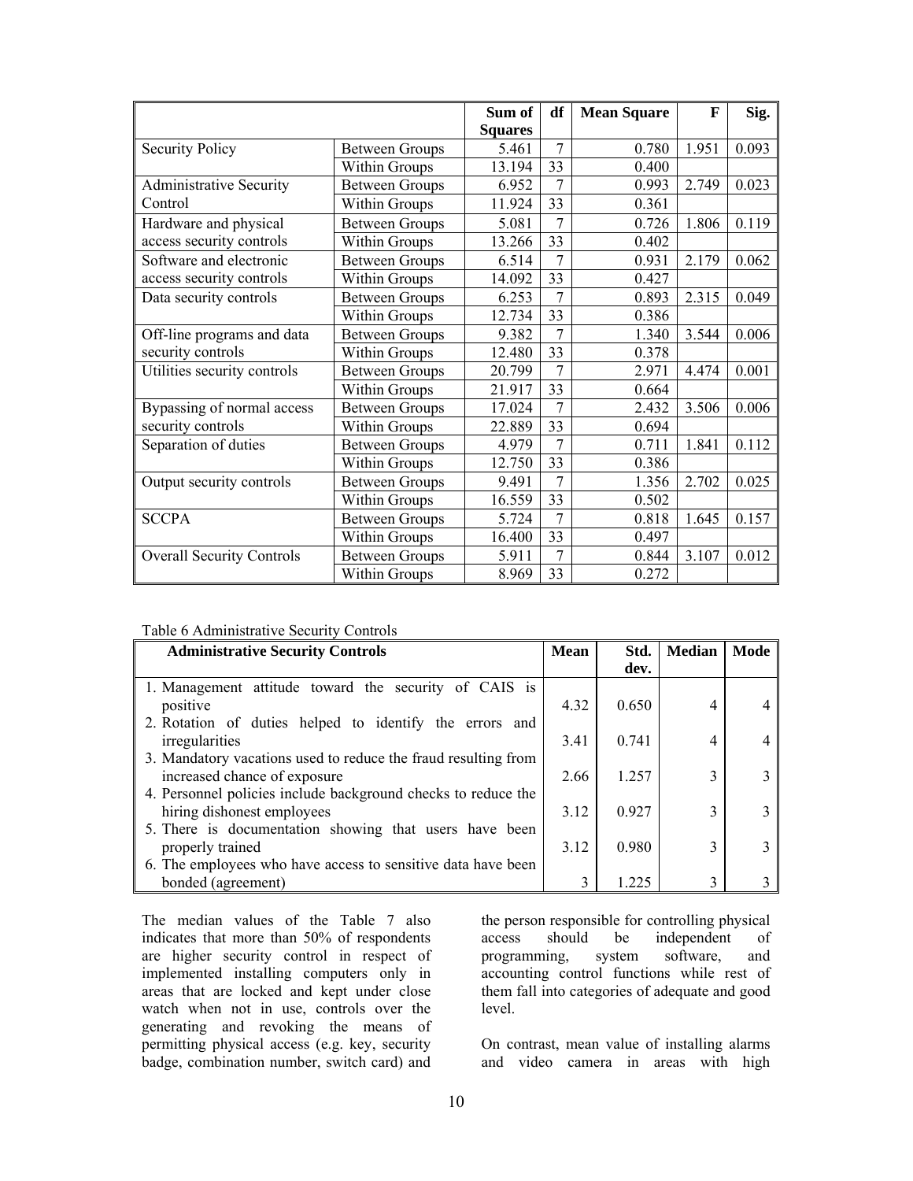| | | Sum of Squares | df | Mean Square | F | Sig. |
|---|---|---|---|---|---|---|
| Security Policy | Between Groups | 5.461 | 7 | 0.780 | 1.951 | 0.093 |
| | Within Groups | 13.194 | 33 | 0.400 | | |
| Administrative Security Control | Between Groups | 6.952 | 7 | 0.993 | 2.749 | 0.023 |
| | Within Groups | 11.924 | 33 | 0.361 | | |
| Hardware and physical access security controls | Between Groups | 5.081 | 7 | 0.726 | 1.806 | 0.119 |
| | Within Groups | 13.266 | 33 | 0.402 | | |
| Software and electronic access security controls | Between Groups | 6.514 | 7 | 0.931 | 2.179 | 0.062 |
| | Within Groups | 14.092 | 33 | 0.427 | | |
| Data security controls | Between Groups | 6.253 | 7 | 0.893 | 2.315 | 0.049 |
| | Within Groups | 12.734 | 33 | 0.386 | | |
| Off-line programs and data security controls | Between Groups | 9.382 | 7 | 1.340 | 3.544 | 0.006 |
| | Within Groups | 12.480 | 33 | 0.378 | | |
| Utilities security controls | Between Groups | 20.799 | 7 | 2.971 | 4.474 | 0.001 |
| | Within Groups | 21.917 | 33 | 0.664 | | |
| Bypassing of normal access security controls | Between Groups | 17.024 | 7 | 2.432 | 3.506 | 0.006 |
| | Within Groups | 22.889 | 33 | 0.694 | | |
| Separation of duties | Between Groups | 4.979 | 7 | 0.711 | 1.841 | 0.112 |
| | Within Groups | 12.750 | 33 | 0.386 | | |
| Output security controls | Between Groups | 9.491 | 7 | 1.356 | 2.702 | 0.025 |
| | Within Groups | 16.559 | 33 | 0.502 | | |
| SCCPA | Between Groups | 5.724 | 7 | 0.818 | 1.645 | 0.157 |
| | Within Groups | 16.400 | 33 | 0.497 | | |
| Overall Security Controls | Between Groups | 5.911 | 7 | 0.844 | 3.107 | 0.012 |
| | Within Groups | 8.969 | 33 | 0.272 | | |

Table 6 Administrative Security Controls

| Administrative Security Controls | Mean | Std. dev. | Median | Mode |
|---|---|---|---|---|
| 1. Management attitude toward the security of CAIS is positive | 4.32 | 0.650 | 4 | 4 |
| 2. Rotation of duties helped to identify the errors and irregularities | 3.41 | 0.741 | 4 | 4 |
| 3. Mandatory vacations used to reduce the fraud resulting from increased chance of exposure | 2.66 | 1.257 | 3 | 3 |
| 4. Personnel policies include background checks to reduce the hiring dishonest employees | 3.12 | 0.927 | 3 | 3 |
| 5. There is documentation showing that users have been properly trained | 3.12 | 0.980 | 3 | 3 |
| 6. The employees who have access to sensitive data have been bonded (agreement) | 3 | 1.225 | 3 | 3 |

The median values of the Table 7 also indicates that more than 50% of respondents are higher security control in respect of implemented installing computers only in areas that are locked and kept under close watch when not in use, controls over the generating and revoking the means of permitting physical access (e.g. key, security badge, combination number, switch card) and the person responsible for controlling physical access should be independent of programming, system software, and accounting control functions while rest of them fall into categories of adequate and good level.

On contrast, mean value of installing alarms and video camera in areas with high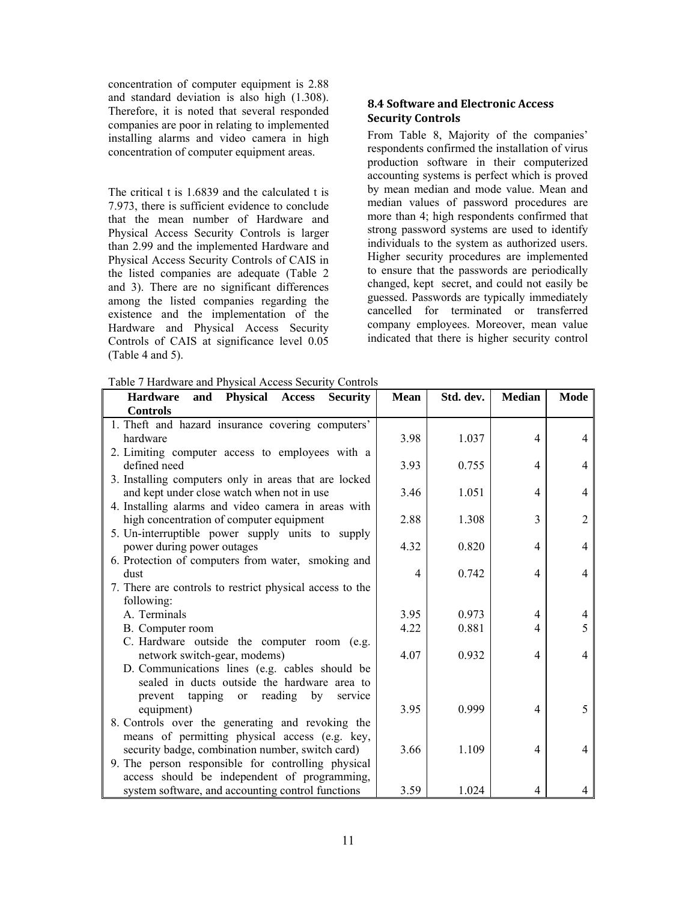concentration of computer equipment is 2.88 and standard deviation is also high (1.308). Therefore, it is noted that several responded companies are poor in relating to implemented installing alarms and video camera in high concentration of computer equipment areas.

The critical t is 1.6839 and the calculated t is 7.973, there is sufficient evidence to conclude that the mean number of Hardware and Physical Access Security Controls is larger than 2.99 and the implemented Hardware and Physical Access Security Controls of CAIS in the listed companies are adequate (Table 2 and 3). There are no significant differences among the listed companies regarding the existence and the implementation of the Hardware and Physical Access Security Controls of CAIS at significance level 0.05 (Table 4 and 5).

### 8.4 Software and Electronic Access Security Controls

From Table 8, Majority of the companies' respondents confirmed the installation of virus production software in their computerized accounting systems is perfect which is proved by mean median and mode value. Mean and median values of password procedures are more than 4; high respondents confirmed that strong password systems are used to identify individuals to the system as authorized users. Higher security procedures are implemented to ensure that the passwords are periodically changed, kept secret, and could not easily be guessed. Passwords are typically immediately cancelled for terminated or transferred company employees. Moreover, mean value indicated that there is higher security control

Table 7 Hardware and Physical Access Security Controls

| Hardware and Physical Access Security Controls | Mean | Std. dev. | Median | Mode |
|---|---|---|---|---|
| 1. Theft and hazard insurance covering computers' hardware | 3.98 | 1.037 | 4 | 4 |
| 2. Limiting computer access to employees with a defined need | 3.93 | 0.755 | 4 | 4 |
| 3. Installing computers only in areas that are locked and kept under close watch when not in use | 3.46 | 1.051 | 4 | 4 |
| 4. Installing alarms and video camera in areas with high concentration of computer equipment | 2.88 | 1.308 | 3 | 2 |
| 5. Un-interruptible power supply units to supply power during power outages | 4.32 | 0.820 | 4 | 4 |
| 6. Protection of computers from water, smoking and dust | 4 | 0.742 | 4 | 4 |
| 7. There are controls to restrict physical access to the following: | | | | |
| A. Terminals | 3.95 | 0.973 | 4 | 4 |
| B. Computer room | 4.22 | 0.881 | 4 | 5 |
| C. Hardware outside the computer room (e.g. network switch-gear, modems) | 4.07 | 0.932 | 4 | 4 |
| D. Communications lines (e.g. cables should be sealed in ducts outside the hardware area to prevent tapping or reading by service equipment) | 3.95 | 0.999 | 4 | 5 |
| 8. Controls over the generating and revoking the means of permitting physical access (e.g. key, security badge, combination number, switch card) | 3.66 | 1.109 | 4 | 4 |
| 9. The person responsible for controlling physical access should be independent of programming, system software, and accounting control functions | 3.59 | 1.024 | 4 | 4 |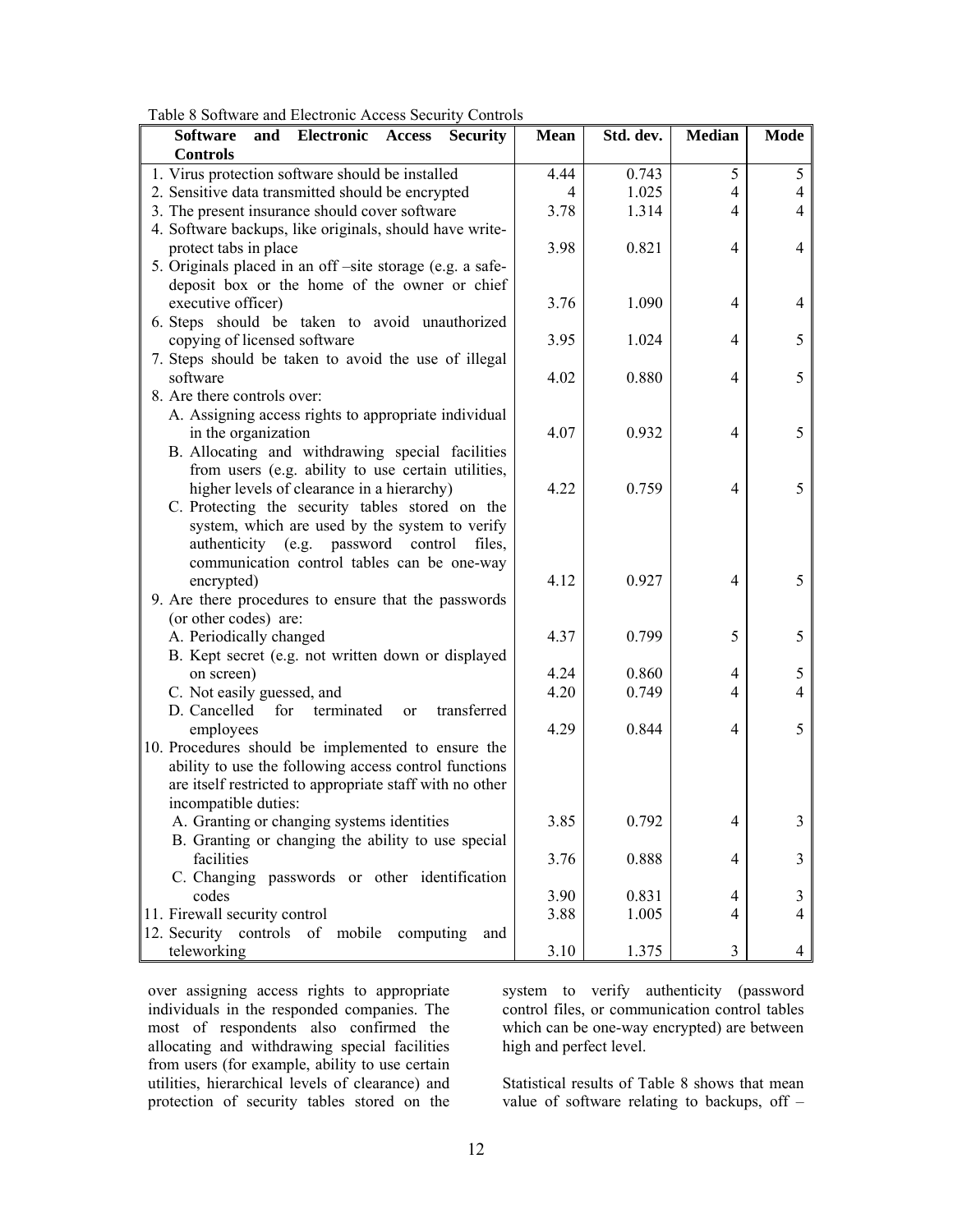Table 8 Software and Electronic Access Security Controls

| Software and Electronic Access Security Controls | Mean | Std. dev. | Median | Mode |
|---|---|---|---|---|
| 1. Virus protection software should be installed | 4.44 | 0.743 | 5 | 5 |
| 2. Sensitive data transmitted should be encrypted | 4 | 1.025 | 4 | 4 |
| 3. The present insurance should cover software | 3.78 | 1.314 | 4 | 4 |
| 4. Software backups, like originals, should have write-protect tabs in place | 3.98 | 0.821 | 4 | 4 |
| 5. Originals placed in an off –site storage (e.g. a safe-deposit box or the home of the owner or chief executive officer) | 3.76 | 1.090 | 4 | 4 |
| 6. Steps should be taken to avoid unauthorized copying of licensed software | 3.95 | 1.024 | 4 | 5 |
| 7. Steps should be taken to avoid the use of illegal software | 4.02 | 0.880 | 4 | 5 |
| 8. Are there controls over: | | | | |
| A. Assigning access rights to appropriate individual in the organization | 4.07 | 0.932 | 4 | 5 |
| B. Allocating and withdrawing special facilities from users (e.g. ability to use certain utilities, higher levels of clearance in a hierarchy) | 4.22 | 0.759 | 4 | 5 |
| C. Protecting the security tables stored on the system, which are used by the system to verify authenticity (e.g. password control files, communication control tables can be one-way encrypted) | 4.12 | 0.927 | 4 | 5 |
| 9. Are there procedures to ensure that the passwords (or other codes) are: | | | | |
| A. Periodically changed | 4.37 | 0.799 | 5 | 5 |
| B. Kept secret (e.g. not written down or displayed on screen) | 4.24 | 0.860 | 4 | 5 |
| C. Not easily guessed, and | 4.20 | 0.749 | 4 | 4 |
| D. Cancelled for terminated or transferred employees | 4.29 | 0.844 | 4 | 5 |
| 10. Procedures should be implemented to ensure the ability to use the following access control functions are itself restricted to appropriate staff with no other incompatible duties: | | | | |
| A. Granting or changing systems identities | 3.85 | 0.792 | 4 | 3 |
| B. Granting or changing the ability to use special facilities | 3.76 | 0.888 | 4 | 3 |
| C. Changing passwords or other identification codes | 3.90 | 0.831 | 4 | 3 |
| 11. Firewall security control | 3.88 | 1.005 | 4 | 4 |
| 12. Security controls of mobile computing and teleworking | 3.10 | 1.375 | 3 | 4 |

over assigning access rights to appropriate individuals in the responded companies. The most of respondents also confirmed the allocating and withdrawing special facilities from users (for example, ability to use certain utilities, hierarchical levels of clearance) and protection of security tables stored on the system to verify authenticity (password control files, or communication control tables which can be one-way encrypted) are between high and perfect level.

Statistical results of Table 8 shows that mean value of software relating to backups, off –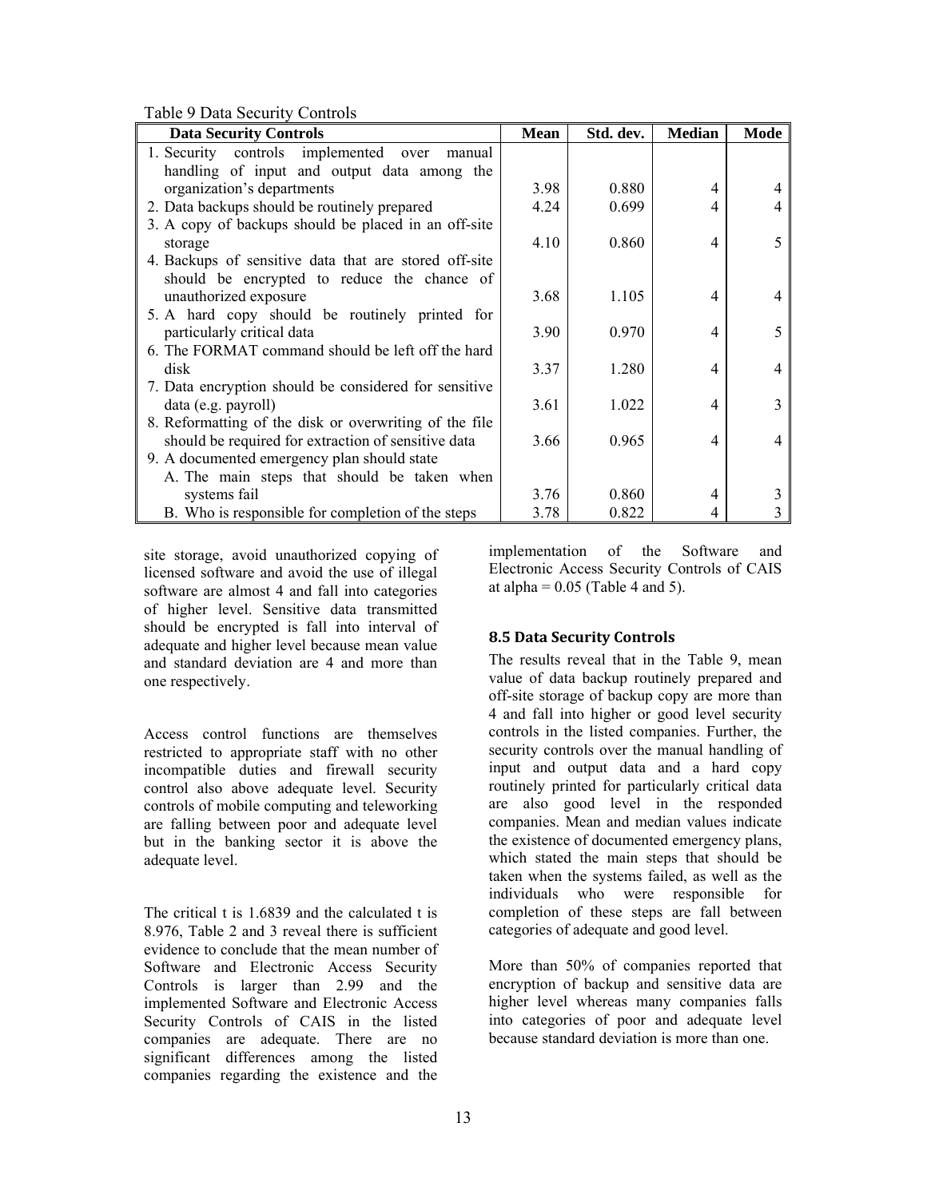Table 9 Data Security Controls

| Data Security Controls | Mean | Std. dev. | Median | Mode |
|---|---|---|---|---|
| 1. Security controls implemented over manual handling of input and output data among the organization's departments | 3.98 | 0.880 | 4 | 4 |
| 2. Data backups should be routinely prepared | 4.24 | 0.699 | 4 | 4 |
| 3. A copy of backups should be placed in an off-site storage | 4.10 | 0.860 | 4 | 5 |
| 4. Backups of sensitive data that are stored off-site should be encrypted to reduce the chance of unauthorized exposure | 3.68 | 1.105 | 4 | 4 |
| 5. A hard copy should be routinely printed for particularly critical data | 3.90 | 0.970 | 4 | 5 |
| 6. The FORMAT command should be left off the hard disk | 3.37 | 1.280 | 4 | 4 |
| 7. Data encryption should be considered for sensitive data (e.g. payroll) | 3.61 | 1.022 | 4 | 3 |
| 8. Reformatting of the disk or overwriting of the file should be required for extraction of sensitive data | 3.66 | 0.965 | 4 | 4 |
| 9. A documented emergency plan should state | | | | |
| A. The main steps that should be taken when systems fail | 3.76 | 0.860 | 4 | 3 |
| B. Who is responsible for completion of the steps | 3.78 | 0.822 | 4 | 3 |

site storage, avoid unauthorized copying of licensed software and avoid the use of illegal software are almost 4 and fall into categories of higher level. Sensitive data transmitted should be encrypted is fall into interval of adequate and higher level because mean value and standard deviation are 4 and more than one respectively.

Access control functions are themselves restricted to appropriate staff with no other incompatible duties and firewall security control also above adequate level. Security controls of mobile computing and teleworking are falling between poor and adequate level but in the banking sector it is above the adequate level.

The critical t is 1.6839 and the calculated t is 8.976, Table 2 and 3 reveal there is sufficient evidence to conclude that the mean number of Software and Electronic Access Security Controls is larger than 2.99 and the implemented Software and Electronic Access Security Controls of CAIS in the listed companies are adequate. There are no significant differences among the listed companies regarding the existence and the implementation of the Software and Electronic Access Security Controls of CAIS at alpha = 0.05 (Table 4 and 5).

### 8.5 Data Security Controls

The results reveal that in the Table 9, mean value of data backup routinely prepared and off-site storage of backup copy are more than 4 and fall into higher or good level security controls in the listed companies. Further, the security controls over the manual handling of input and output data and a hard copy routinely printed for particularly critical data are also good level in the responded companies. Mean and median values indicate the existence of documented emergency plans, which stated the main steps that should be taken when the systems failed, as well as the individuals who were responsible for completion of these steps are fall between categories of adequate and good level.

More than 50% of companies reported that encryption of backup and sensitive data are higher level whereas many companies falls into categories of poor and adequate level because standard deviation is more than one.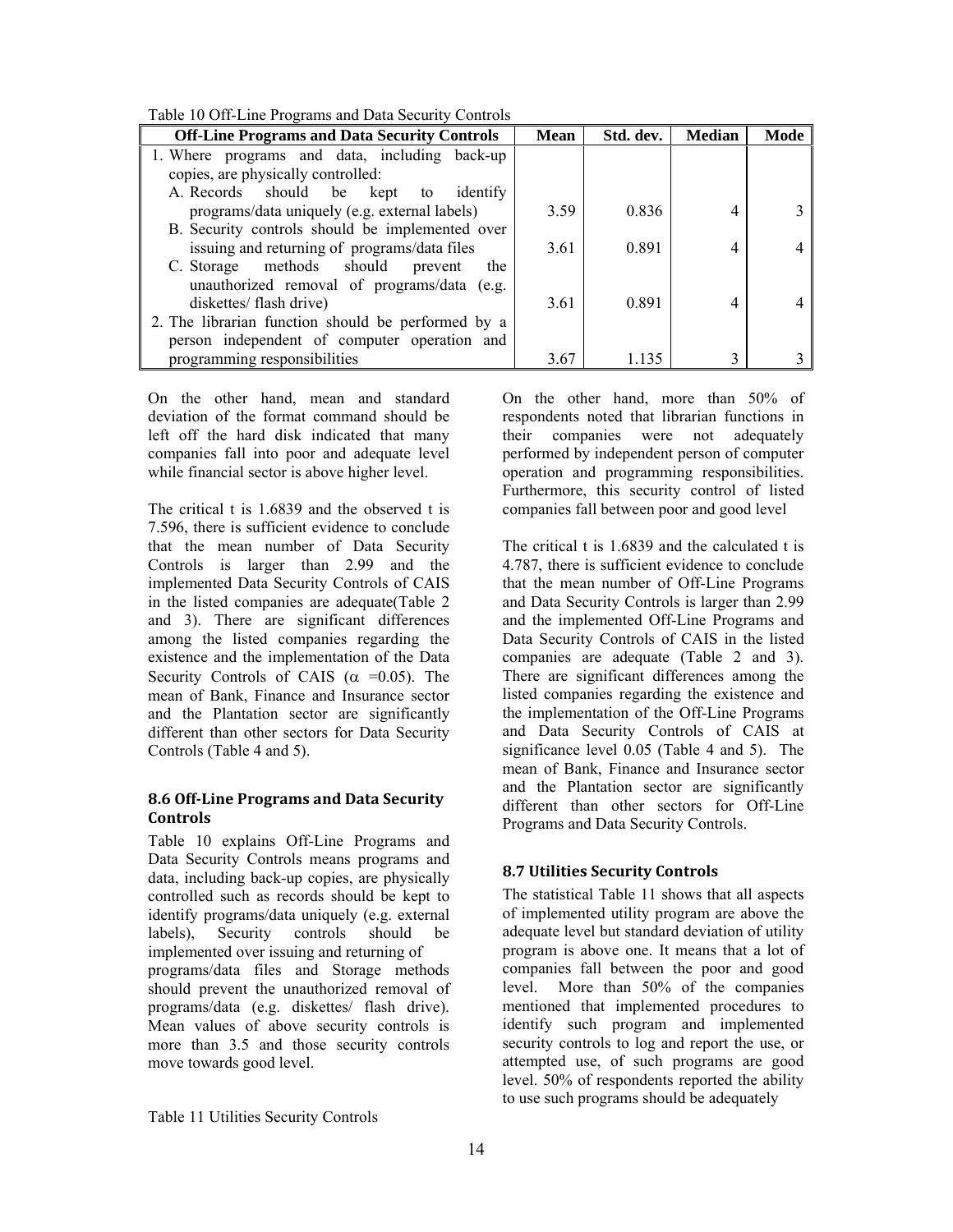Table 10 Off-Line Programs and Data Security Controls

| Off-Line Programs and Data Security Controls | Mean | Std. dev. | Median | Mode |
|---|---|---|---|---|
| 1. Where programs and data, including back-up copies, are physically controlled: | | | | |
| A. Records should be kept to identify programs/data uniquely (e.g. external labels) | 3.59 | 0.836 | 4 | 3 |
| B. Security controls should be implemented over issuing and returning of programs/data files | 3.61 | 0.891 | 4 | 4 |
| C. Storage methods should prevent the unauthorized removal of programs/data (e.g. diskettes/ flash drive) | 3.61 | 0.891 | 4 | 4 |
| 2. The librarian function should be performed by a person independent of computer operation and programming responsibilities | 3.67 | 1.135 | 3 | 3 |

On the other hand, mean and standard deviation of the format command should be left off the hard disk indicated that many companies fall into poor and adequate level while financial sector is above higher level.

The critical t is 1.6839 and the observed t is 7.596, there is sufficient evidence to conclude that the mean number of Data Security Controls is larger than 2.99 and the implemented Data Security Controls of CAIS in the listed companies are adequate(Table 2 and 3). There are significant differences among the listed companies regarding the existence and the implementation of the Data Security Controls of CAIS ($\alpha$ =0.05). The mean of Bank, Finance and Insurance sector and the Plantation sector are significantly different than other sectors for Data Security Controls (Table 4 and 5).

### 8.6 Off-Line Programs and Data Security Controls

Table 10 explains Off-Line Programs and Data Security Controls means programs and data, including back-up copies, are physically controlled such as records should be kept to identify programs/data uniquely (e.g. external labels), Security controls should be implemented over issuing and returning of programs/data files and Storage methods should prevent the unauthorized removal of programs/data (e.g. diskettes/ flash drive). Mean values of above security controls is more than 3.5 and those security controls move towards good level.

On the other hand, more than 50% of respondents noted that librarian functions in their companies were not adequately performed by independent person of computer operation and programming responsibilities. Furthermore, this security control of listed companies fall between poor and good level

The critical t is 1.6839 and the calculated t is 4.787, there is sufficient evidence to conclude that the mean number of Off-Line Programs and Data Security Controls is larger than 2.99 and the implemented Off-Line Programs and Data Security Controls of CAIS in the listed companies are adequate (Table 2 and 3). There are significant differences among the listed companies regarding the existence and the implementation of the Off-Line Programs and Data Security Controls of CAIS at significance level 0.05 (Table 4 and 5). The mean of Bank, Finance and Insurance sector and the Plantation sector are significantly different than other sectors for Off-Line Programs and Data Security Controls.

### 8.7 Utilities Security Controls

The statistical Table 11 shows that all aspects of implemented utility program are above the adequate level but standard deviation of utility program is above one. It means that a lot of companies fall between the poor and good level. More than 50% of the companies mentioned that implemented procedures to identify such program and implemented security controls to log and report the use, or attempted use, of such programs are good level. 50% of respondents reported the ability to use such programs should be adequately

Table 11 Utilities Security Controls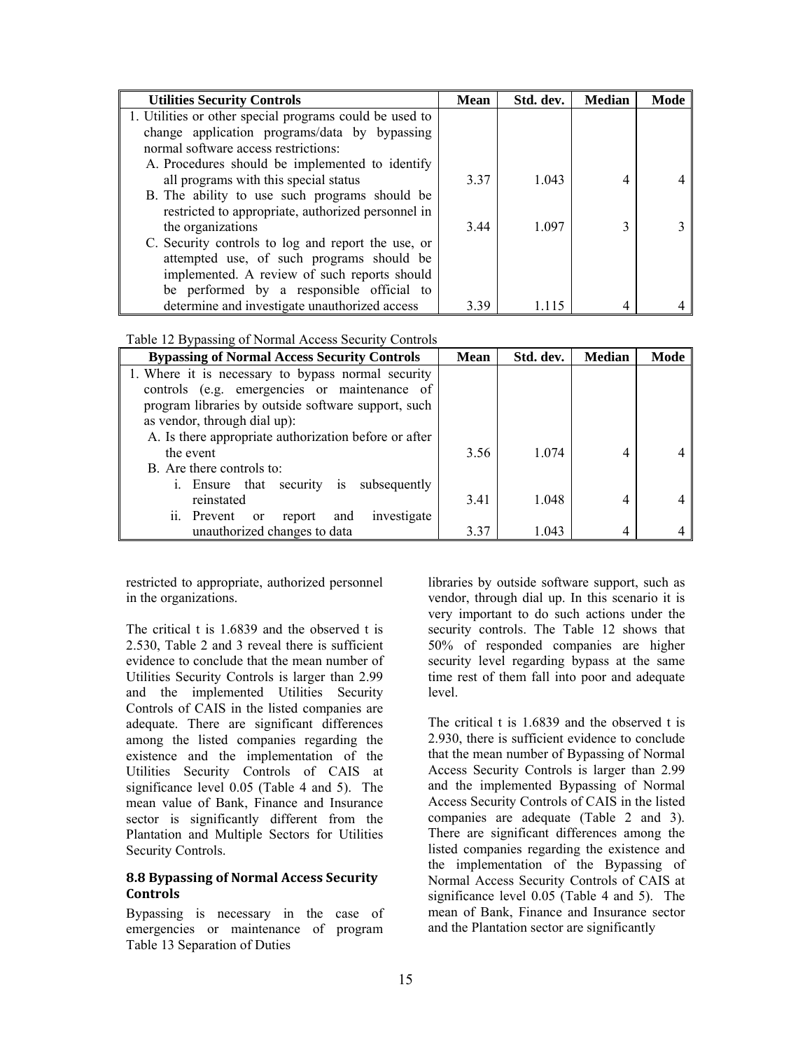| Utilities Security Controls | Mean | Std. dev. | Median | Mode |
|---|---|---|---|---|
| 1. Utilities or other special programs could be used to change application programs/data by bypassing normal software access restrictions: | | | | |
| A. Procedures should be implemented to identify all programs with this special status | 3.37 | 1.043 | 4 | 4 |
| B. The ability to use such programs should be restricted to appropriate, authorized personnel in the organizations | 3.44 | 1.097 | 3 | 3 |
| C. Security controls to log and report the use, or attempted use, of such programs should be implemented. A review of such reports should be performed by a responsible official to determine and investigate unauthorized access | 3.39 | 1.115 | 4 | 4 |

Table 12 Bypassing of Normal Access Security Controls

| Bypassing of Normal Access Security Controls | Mean | Std. dev. | Median | Mode |
|---|---|---|---|---|
| 1. Where it is necessary to bypass normal security controls (e.g. emergencies or maintenance of program libraries by outside software support, such as vendor, through dial up): | | | | |
| A. Is there appropriate authorization before or after the event | 3.56 | 1.074 | 4 | 4 |
| B. Are there controls to: | | | | |
| i. Ensure that security is subsequently reinstated | 3.41 | 1.048 | 4 | 4 |
| ii. Prevent or report and investigate unauthorized changes to data | 3.37 | 1.043 | 4 | 4 |

restricted to appropriate, authorized personnel in the organizations.

The critical t is 1.6839 and the observed t is 2.530, Table 2 and 3 reveal there is sufficient evidence to conclude that the mean number of Utilities Security Controls is larger than 2.99 and the implemented Utilities Security Controls of CAIS in the listed companies are adequate. There are significant differences among the listed companies regarding the existence and the implementation of the Utilities Security Controls of CAIS at significance level 0.05 (Table 4 and 5). The mean value of Bank, Finance and Insurance sector is significantly different from the Plantation and Multiple Sectors for Utilities Security Controls.

## 8.8 Bypassing of Normal Access Security Controls

Bypassing is necessary in the case of emergencies or maintenance of program libraries by outside software support, such as vendor, through dial up. In this scenario it is very important to do such actions under the security controls. The Table 12 shows that 50% of responded companies are higher security level regarding bypass at the same time rest of them fall into poor and adequate level.

The critical t is 1.6839 and the observed t is 2.930, there is sufficient evidence to conclude that the mean number of Bypassing of Normal Access Security Controls is larger than 2.99 and the implemented Bypassing of Normal Access Security Controls of CAIS in the listed companies are adequate (Table 2 and 3). There are significant differences among the listed companies regarding the existence and the implementation of the Bypassing of Normal Access Security Controls of CAIS at significance level 0.05 (Table 4 and 5). The mean of Bank, Finance and Insurance sector and the Plantation sector are significantly

Table 13 Separation of Duties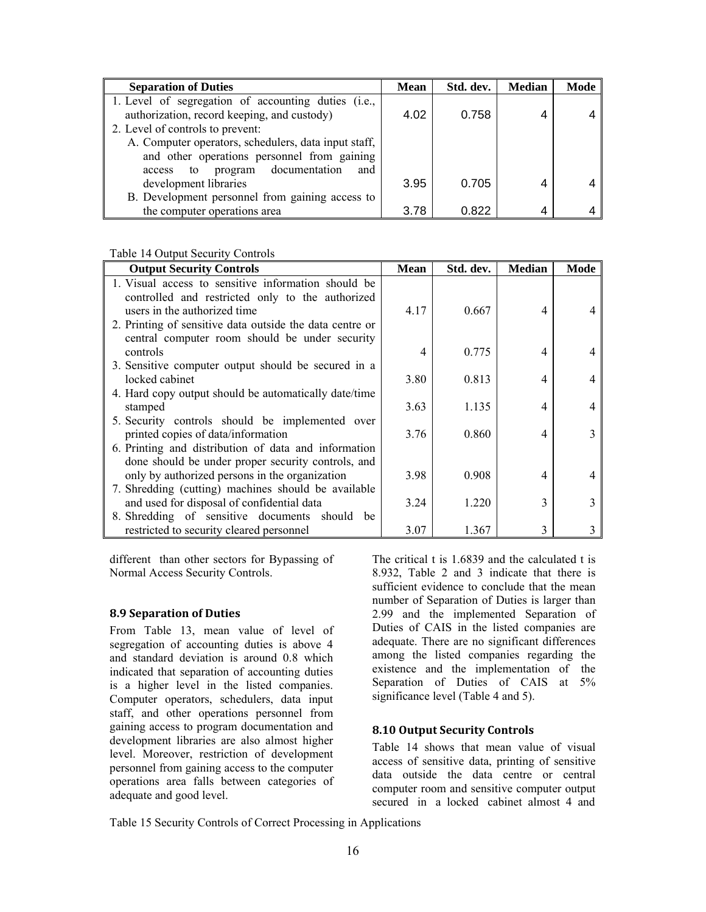| Separation of Duties | Mean | Std. dev. | Median | Mode |
|---|---|---|---|---|
| 1. Level of segregation of accounting duties (i.e., authorization, record keeping, and custody) | 4.02 | 0.758 | 4 | 4 |
| 2. Level of controls to prevent: | | | | |
| A. Computer operators, schedulers, data input staff, and other operations personnel from gaining access to program documentation and development libraries | 3.95 | 0.705 | 4 | 4 |
| B. Development personnel from gaining access to the computer operations area | 3.78 | 0.822 | 4 | 4 |

Table 14 Output Security Controls

| Output Security Controls | Mean | Std. dev. | Median | Mode |
|---|---|---|---|---|
| 1. Visual access to sensitive information should be controlled and restricted only to the authorized users in the authorized time | 4.17 | 0.667 | 4 | 4 |
| 2. Printing of sensitive data outside the data centre or central computer room should be under security controls | 4 | 0.775 | 4 | 4 |
| 3. Sensitive computer output should be secured in a locked cabinet | 3.80 | 0.813 | 4 | 4 |
| 4. Hard copy output should be automatically date/time stamped | 3.63 | 1.135 | 4 | 4 |
| 5. Security controls should be implemented over printed copies of data/information | 3.76 | 0.860 | 4 | 3 |
| 6. Printing and distribution of data and information done should be under proper security controls, and only by authorized persons in the organization | 3.98 | 0.908 | 4 | 4 |
| 7. Shredding (cutting) machines should be available and used for disposal of confidential data | 3.24 | 1.220 | 3 | 3 |
| 8. Shredding of sensitive documents should be restricted to security cleared personnel | 3.07 | 1.367 | 3 | 3 |

different than other sectors for Bypassing of Normal Access Security Controls.

### 8.9 Separation of Duties

From Table 13, mean value of level of segregation of accounting duties is above 4 and standard deviation is around 0.8 which indicated that separation of accounting duties is a higher level in the listed companies. Computer operators, schedulers, data input staff, and other operations personnel from gaining access to program documentation and development libraries are also almost higher level. Moreover, restriction of development personnel from gaining access to the computer operations area falls between categories of adequate and good level.

The critical t is 1.6839 and the calculated t is 8.932, Table 2 and 3 indicate that there is sufficient evidence to conclude that the mean number of Separation of Duties is larger than 2.99 and the implemented Separation of Duties of CAIS in the listed companies are adequate. There are no significant differences among the listed companies regarding the existence and the implementation of the Separation of Duties of CAIS at 5% significance level (Table 4 and 5).

### 8.10 Output Security Controls

Table 14 shows that mean value of visual access of sensitive data, printing of sensitive data outside the data centre or central computer room and sensitive computer output secured in a locked cabinet almost 4 and

Table 15 Security Controls of Correct Processing in Applications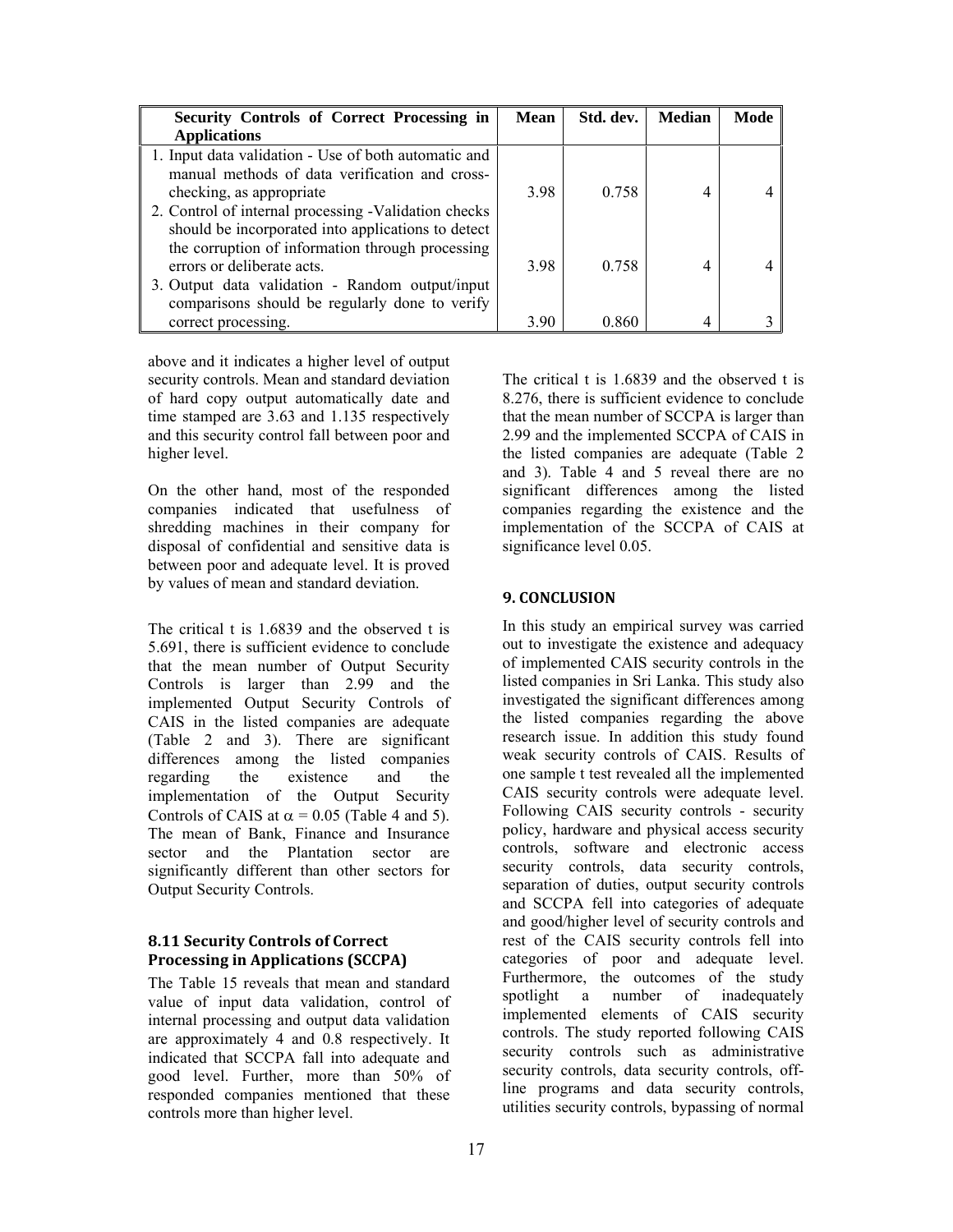| Security Controls of Correct Processing in Applications | Mean | Std. dev. | Median | Mode |
|---|---|---|---|---|
| 1. Input data validation - Use of both automatic and manual methods of data verification and cross-checking, as appropriate | 3.98 | 0.758 | 4 | 4 |
| 2. Control of internal processing -Validation checks should be incorporated into applications to detect the corruption of information through processing errors or deliberate acts. | 3.98 | 0.758 | 4 | 4 |
| 3. Output data validation - Random output/input comparisons should be regularly done to verify correct processing. | 3.90 | 0.860 | 4 | 3 |

above and it indicates a higher level of output security controls. Mean and standard deviation of hard copy output automatically date and time stamped are 3.63 and 1.135 respectively and this security control fall between poor and higher level.

On the other hand, most of the responded companies indicated that usefulness of shredding machines in their company for disposal of confidential and sensitive data is between poor and adequate level. It is proved by values of mean and standard deviation.

The critical t is 1.6839 and the observed t is 5.691, there is sufficient evidence to conclude that the mean number of Output Security Controls is larger than 2.99 and the implemented Output Security Controls of CAIS in the listed companies are adequate (Table 2 and 3). There are significant differences among the listed companies regarding the existence and the implementation of the Output Security Controls of CAIS at $\alpha = 0.05$ (Table 4 and 5). The mean of Bank, Finance and Insurance sector and the Plantation sector are significantly different than other sectors for Output Security Controls.

### 8.11 Security Controls of Correct Processing in Applications (SCCPA)

The Table 15 reveals that mean and standard value of input data validation, control of internal processing and output data validation are approximately 4 and 0.8 respectively. It indicated that SCCPA fall into adequate and good level. Further, more than 50% of responded companies mentioned that these controls more than higher level.

The critical t is 1.6839 and the observed t is 8.276, there is sufficient evidence to conclude that the mean number of SCCPA is larger than 2.99 and the implemented SCCPA of CAIS in the listed companies are adequate (Table 2 and 3). Table 4 and 5 reveal there are no significant differences among the listed companies regarding the existence and the implementation of the SCCPA of CAIS at significance level 0.05.

## 9. CONCLUSION

In this study an empirical survey was carried out to investigate the existence and adequacy of implemented CAIS security controls in the listed companies in Sri Lanka. This study also investigated the significant differences among the listed companies regarding the above research issue. In addition this study found weak security controls of CAIS. Results of one sample t test revealed all the implemented CAIS security controls were adequate level. Following CAIS security controls - security policy, hardware and physical access security controls, software and electronic access security controls, data security controls, separation of duties, output security controls and SCCPA fell into categories of adequate and good/higher level of security controls and rest of the CAIS security controls fell into categories of poor and adequate level. Furthermore, the outcomes of the study spotlight a number of inadequately implemented elements of CAIS security controls. The study reported following CAIS security controls such as administrative security controls, data security controls, off-line programs and data security controls, utilities security controls, bypassing of normal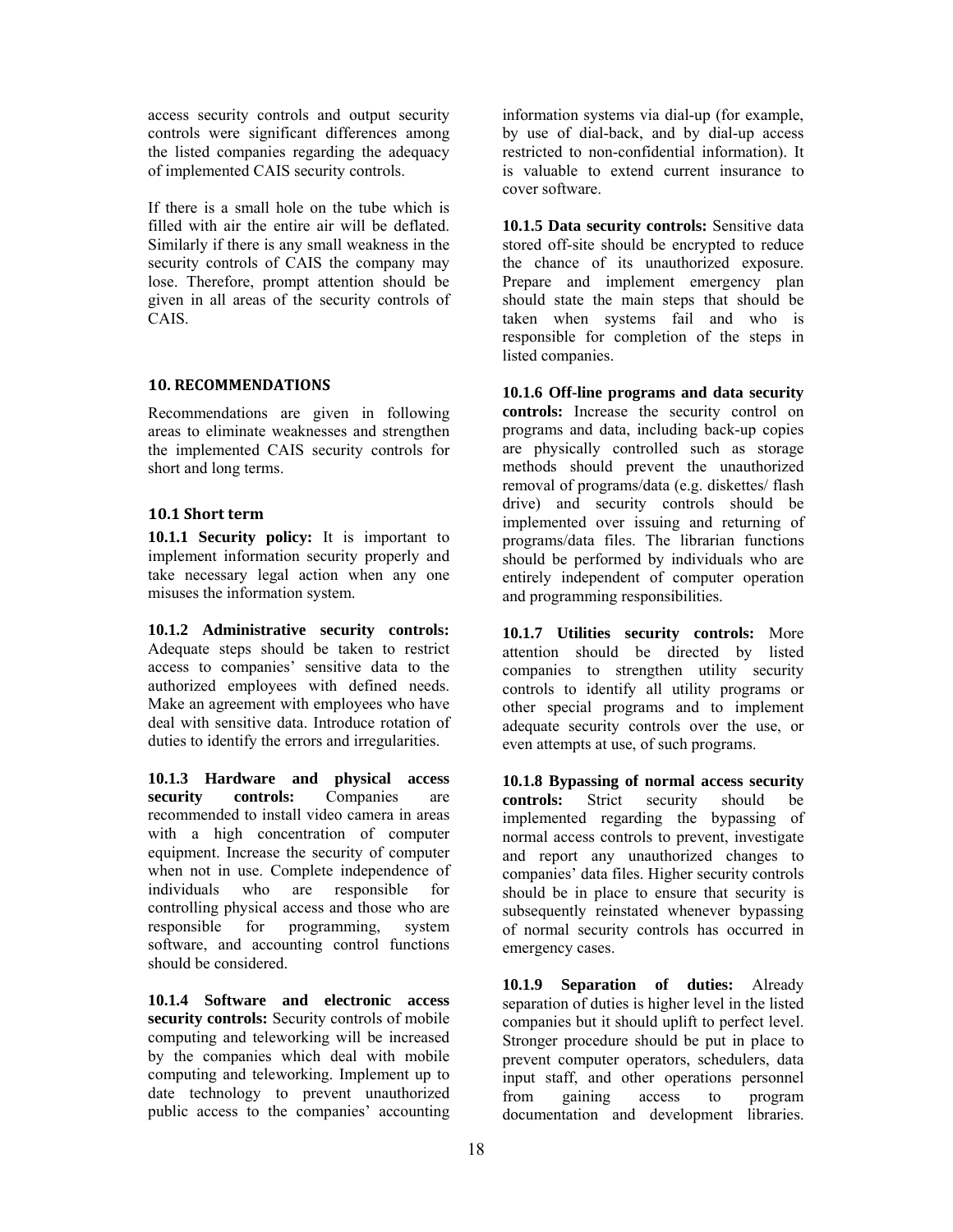access security controls and output security controls were significant differences among the listed companies regarding the adequacy of implemented CAIS security controls.

If there is a small hole on the tube which is filled with air the entire air will be deflated. Similarly if there is any small weakness in the security controls of CAIS the company may lose. Therefore, prompt attention should be given in all areas of the security controls of CAIS.

## 10. RECOMMENDATIONS

Recommendations are given in following areas to eliminate weaknesses and strengthen the implemented CAIS security controls for short and long terms.

### 10.1 Short term

**10.1.1 Security policy:** It is important to implement information security properly and take necessary legal action when any one misuses the information system.

**10.1.2 Administrative security controls:** Adequate steps should be taken to restrict access to companies' sensitive data to the authorized employees with defined needs. Make an agreement with employees who have deal with sensitive data. Introduce rotation of duties to identify the errors and irregularities.

**10.1.3 Hardware and physical access security controls:** Companies are recommended to install video camera in areas with a high concentration of computer equipment. Increase the security of computer when not in use. Complete independence of individuals who are responsible for controlling physical access and those who are responsible for programming, system software, and accounting control functions should be considered.

**10.1.4 Software and electronic access security controls:** Security controls of mobile computing and teleworking will be increased by the companies which deal with mobile computing and teleworking. Implement up to date technology to prevent unauthorized public access to the companies' accounting information systems via dial-up (for example, by use of dial-back, and by dial-up access restricted to non-confidential information). It is valuable to extend current insurance to cover software.

**10.1.5 Data security controls:** Sensitive data stored off-site should be encrypted to reduce the chance of its unauthorized exposure. Prepare and implement emergency plan should state the main steps that should be taken when systems fail and who is responsible for completion of the steps in listed companies.

**10.1.6 Off-line programs and data security controls:** Increase the security control on programs and data, including back-up copies are physically controlled such as storage methods should prevent the unauthorized removal of programs/data (e.g. diskettes/ flash drive) and security controls should be implemented over issuing and returning of programs/data files. The librarian functions should be performed by individuals who are entirely independent of computer operation and programming responsibilities.

**10.1.7 Utilities security controls:** More attention should be directed by listed companies to strengthen utility security controls to identify all utility programs or other special programs and to implement adequate security controls over the use, or even attempts at use, of such programs.

**10.1.8 Bypassing of normal access security controls:** Strict security should be implemented regarding the bypassing of normal access controls to prevent, investigate and report any unauthorized changes to companies' data files. Higher security controls should be in place to ensure that security is subsequently reinstated whenever bypassing of normal security controls has occurred in emergency cases.

**10.1.9 Separation of duties:** Already separation of duties is higher level in the listed companies but it should uplift to perfect level. Stronger procedure should be put in place to prevent computer operators, schedulers, data input staff, and other operations personnel from gaining access to program documentation and development libraries.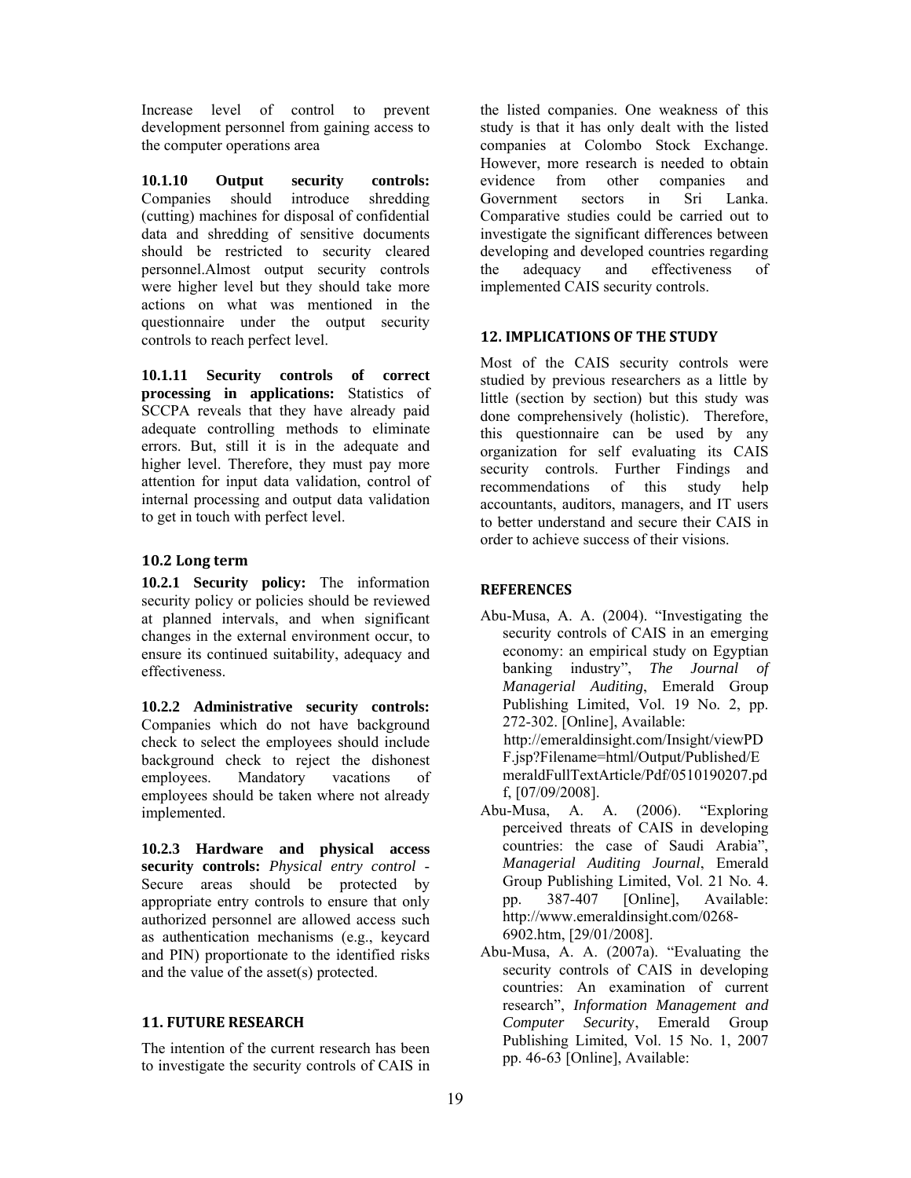Increase level of control to prevent development personnel from gaining access to the computer operations area

**10.1.10 Output security controls:** Companies should introduce shredding (cutting) machines for disposal of confidential data and shredding of sensitive documents should be restricted to security cleared personnel.Almost output security controls were higher level but they should take more actions on what was mentioned in the questionnaire under the output security controls to reach perfect level.

**10.1.11 Security controls of correct processing in applications:** Statistics of SCCPA reveals that they have already paid adequate controlling methods to eliminate errors. But, still it is in the adequate and higher level. Therefore, they must pay more attention for input data validation, control of internal processing and output data validation to get in touch with perfect level.

### 10.2 Long term

**10.2.1 Security policy:** The information security policy or policies should be reviewed at planned intervals, and when significant changes in the external environment occur, to ensure its continued suitability, adequacy and effectiveness.

**10.2.2 Administrative security controls:** Companies which do not have background check to select the employees should include background check to reject the dishonest employees. Mandatory vacations of employees should be taken where not already implemented.

**10.2.3 Hardware and physical access security controls:** *Physical entry control* - Secure areas should be protected by appropriate entry controls to ensure that only authorized personnel are allowed access such as authentication mechanisms (e.g., keycard and PIN) proportionate to the identified risks and the value of the asset(s) protected.

## 11. FUTURE RESEARCH

The intention of the current research has been to investigate the security controls of CAIS in the listed companies. One weakness of this study is that it has only dealt with the listed companies at Colombo Stock Exchange. However, more research is needed to obtain evidence from other companies and Government sectors in Sri Lanka. Comparative studies could be carried out to investigate the significant differences between developing and developed countries regarding the adequacy and effectiveness of implemented CAIS security controls.

## 12. IMPLICATIONS OF THE STUDY

Most of the CAIS security controls were studied by previous researchers as a little by little (section by section) but this study was done comprehensively (holistic). Therefore, this questionnaire can be used by any organization for self evaluating its CAIS security controls. Further Findings and recommendations of this study help accountants, auditors, managers, and IT users to better understand and secure their CAIS in order to achieve success of their visions.

## REFERENCES

Abu-Musa, A. A. (2004). "Investigating the security controls of CAIS in an emerging economy: an empirical study on Egyptian banking industry", *The Journal of Managerial Auditing*, Emerald Group Publishing Limited, Vol. 19 No. 2, pp. 272-302. [Online], Available: http://emeraldinsight.com/Insight/viewPDF.jsp?Filename=html/Output/Published/EmeraldFullTextArticle/Pdf/0510190207.pdf, [07/09/2008].

Abu-Musa, A. A. (2006). "Exploring perceived threats of CAIS in developing countries: the case of Saudi Arabia", *Managerial Auditing Journal*, Emerald Group Publishing Limited, Vol. 21 No. 4. pp. 387-407 [Online], Available: http://www.emeraldinsight.com/0268-6902.htm, [29/01/2008].

Abu-Musa, A. A. (2007a). "Evaluating the security controls of CAIS in developing countries: An examination of current research", *Information Management and Computer Security*, Emerald Group Publishing Limited, Vol. 15 No. 1, 2007 pp. 46-63 [Online], Available: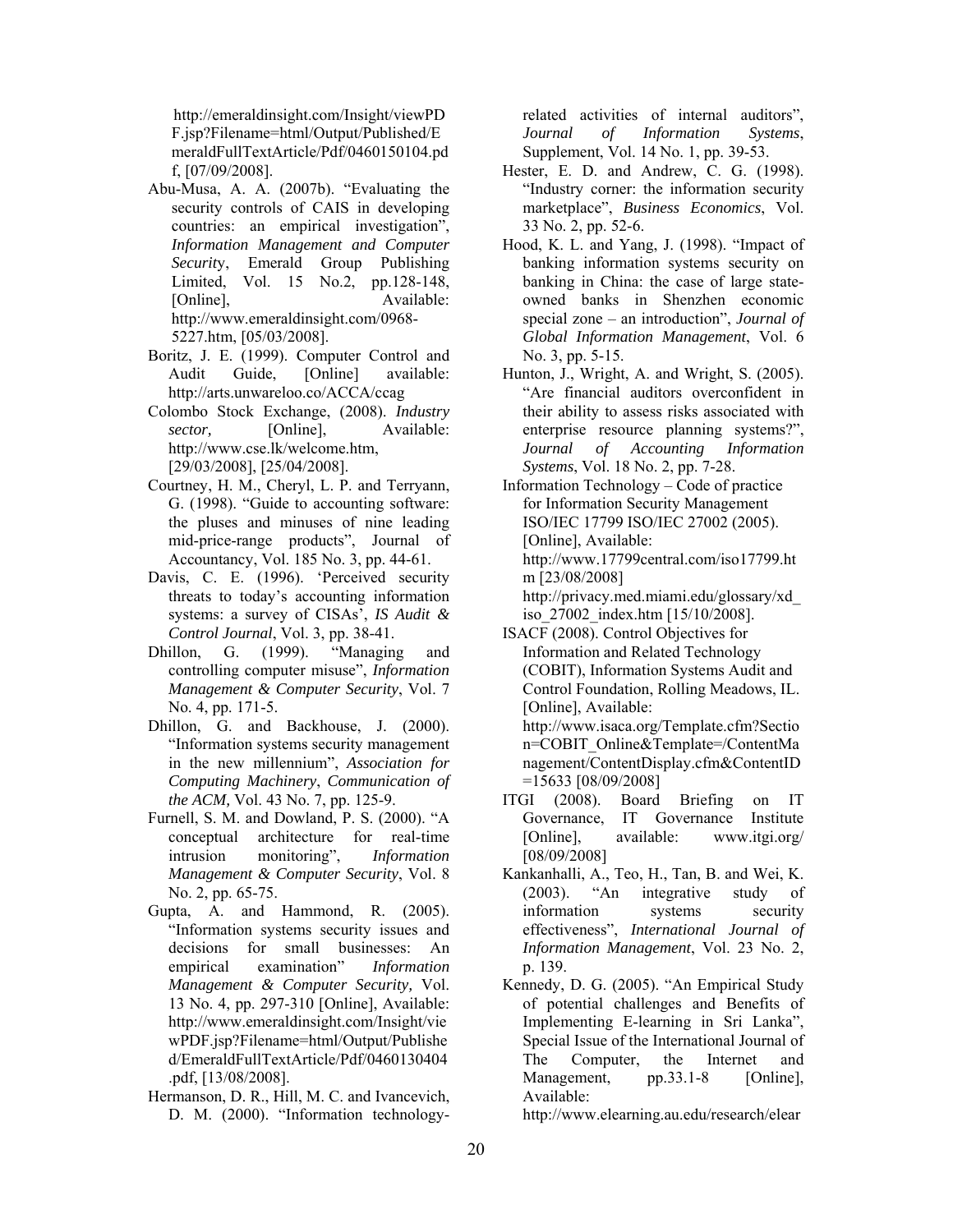http://emeraldinsight.com/Insight/viewPDF.jsp?Filename=html/Output/Published/EmeraldFullTextArticle/Pdf/0460150104.pdf, [07/09/2008].

Abu-Musa, A. A. (2007b). "Evaluating the security controls of CAIS in developing countries: an empirical investigation", *Information Management and Computer Security*, Emerald Group Publishing Limited, Vol. 15 No.2, pp.128-148, [Online], Available: http://www.emeraldinsight.com/0968-5227.htm, [05/03/2008].

Boritz, J. E. (1999). Computer Control and Audit Guide, [Online] available: http://arts.unwareloo.co/ACCA/ccag

Colombo Stock Exchange, (2008). *Industry sector,* [Online], Available: http://www.cse.lk/welcome.htm, [29/03/2008], [25/04/2008].

Courtney, H. M., Cheryl, L. P. and Terryann, G. (1998). "Guide to accounting software: the pluses and minuses of nine leading mid-price-range products", Journal of Accountancy, Vol. 185 No. 3, pp. 44-61.

Davis, C. E. (1996). 'Perceived security threats to today's accounting information systems: a survey of CISAs', *IS Audit & Control Journal*, Vol. 3, pp. 38-41.

Dhillon, G. (1999). "Managing and controlling computer misuse", *Information Management & Computer Security*, Vol. 7 No. 4, pp. 171-5.

Dhillon, G. and Backhouse, J. (2000). "Information systems security management in the new millennium", *Association for Computing Machinery*, *Communication of the ACM,* Vol. 43 No. 7, pp. 125-9.

Furnell, S. M. and Dowland, P. S. (2000). "A conceptual architecture for real-time intrusion monitoring", *Information Management & Computer Security*, Vol. 8 No. 2, pp. 65-75.

Gupta, A. and Hammond, R. (2005). "Information systems security issues and decisions for small businesses: An empirical examination" *Information Management & Computer Security,* Vol. 13 No. 4, pp. 297-310 [Online], Available: http://www.emeraldinsight.com/Insight/viewPDF.jsp?Filename=html/Output/Published/EmeraldFullTextArticle/Pdf/0460130404.pdf, [13/08/2008].

Hermanson, D. R., Hill, M. C. and Ivancevich, D. M. (2000). "Information technology-related activities of internal auditors", *Journal of Information Systems*, Supplement, Vol. 14 No. 1, pp. 39-53.

Hester, E. D. and Andrew, C. G. (1998). "Industry corner: the information security marketplace", *Business Economics*, Vol. 33 No. 2, pp. 52-6.

Hood, K. L. and Yang, J. (1998). "Impact of banking information systems security on banking in China: the case of large state-owned banks in Shenzhen economic special zone – an introduction", *Journal of Global Information Management*, Vol. 6 No. 3, pp. 5-15.

Hunton, J., Wright, A. and Wright, S. (2005). "Are financial auditors overconfident in their ability to assess risks associated with enterprise resource planning systems?", *Journal of Accounting Information Systems*, Vol. 18 No. 2, pp. 7-28.

Information Technology – Code of practice for Information Security Management ISO/IEC 17799 ISO/IEC 27002 (2005). [Online], Available: http://www.17799central.com/iso17799.htm [23/08/2008] http://privacy.med.miami.edu/glossary/xd_iso_27002_index.htm [15/10/2008].

ISACF (2008). Control Objectives for Information and Related Technology (COBIT), Information Systems Audit and Control Foundation, Rolling Meadows, IL. [Online], Available: http://www.isaca.org/Template.cfm?Section=COBIT_Online&Template=/ContentManagement/ContentDisplay.cfm&ContentID=15633 [08/09/2008]

ITGI (2008). Board Briefing on IT Governance, IT Governance Institute [Online], available: www.itgi.org/ [08/09/2008]

Kankanhalli, A., Teo, H., Tan, B. and Wei, K. (2003). "An integrative study of information systems security effectiveness", *International Journal of Information Management*, Vol. 23 No. 2, p. 139.

Kennedy, D. G. (2005). "An Empirical Study of potential challenges and Benefits of Implementing E-learning in Sri Lanka", Special Issue of the International Journal of The Computer, the Internet and Management, pp.33.1-8 [Online], Available: http://www.elearning.au.edu/research/elear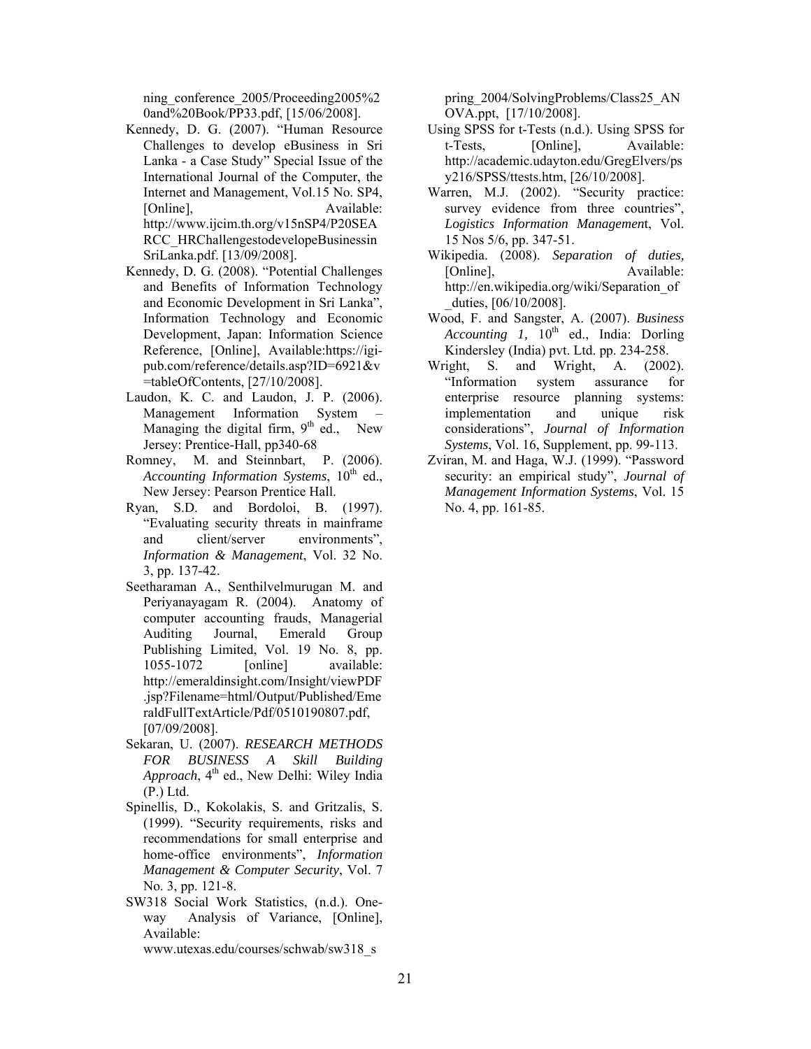ning_conference_2005/Proceeding2005%20and%20Book/PP33.pdf, [15/06/2008].

Kennedy, D. G. (2007). "Human Resource Challenges to develop eBusiness in Sri Lanka - a Case Study" Special Issue of the International Journal of the Computer, the Internet and Management, Vol.15 No. SP4, [Online], Available: http://www.ijcim.th.org/v15nSP4/P20SEARCC_HRChallengestodevelopeBusinessinSriLanka.pdf. [13/09/2008].

Kennedy, D. G. (2008). "Potential Challenges and Benefits of Information Technology and Economic Development in Sri Lanka", Information Technology and Economic Development, Japan: Information Science Reference, [Online], Available:https://igi-pub.com/reference/details.asp?ID=6921&v=tableOfContents, [27/10/2008].

Laudon, K. C. and Laudon, J. P. (2006). Management Information System – Managing the digital firm, 9th ed., New Jersey: Prentice-Hall, pp340-68

Romney, M. and Steinnbart, P. (2006). *Accounting Information Systems*, 10th ed., New Jersey: Pearson Prentice Hall.

Ryan, S.D. and Bordoloi, B. (1997). "Evaluating security threats in mainframe and client/server environments", *Information & Management*, Vol. 32 No. 3, pp. 137-42.

Seetharaman A., Senthilvelmurugan M. and Periyanayagam R. (2004). Anatomy of computer accounting frauds, Managerial Auditing Journal, Emerald Group Publishing Limited, Vol. 19 No. 8, pp. 1055-1072 [online] available: http://emeraldinsight.com/Insight/viewPDF.jsp?Filename=html/Output/Published/EmeraldFullTextArticle/Pdf/0510190807.pdf, [07/09/2008].

Sekaran, U. (2007). *RESEARCH METHODS FOR BUSINESS A Skill Building Approach*, 4th ed., New Delhi: Wiley India (P.) Ltd.

Spinellis, D., Kokolakis, S. and Gritzalis, S. (1999). "Security requirements, risks and recommendations for small enterprise and home-office environments", *Information Management & Computer Security*, Vol. 7 No. 3, pp. 121-8.

SW318 Social Work Statistics, (n.d.). One-way Analysis of Variance, [Online], Available: www.utexas.edu/courses/schwab/sw318_spring_2004/SolvingProblems/Class25_ANOVA.ppt, [17/10/2008].

Using SPSS for t-Tests (n.d.). Using SPSS for t-Tests, [Online], Available: http://academic.udayton.edu/GregElvers/psy216/SPSS/ttests.htm, [26/10/2008].

Warren, M.J. (2002). "Security practice: survey evidence from three countries", *Logistics Information Management*, Vol. 15 Nos 5/6, pp. 347-51.

Wikipedia. (2008). *Separation of duties,* [Online], Available: http://en.wikipedia.org/wiki/Separation_of_duties, [06/10/2008].

Wood, F. and Sangster, A. (2007). *Business Accounting 1,* 10th ed., India: Dorling Kindersley (India) pvt. Ltd. pp. 234-258.

Wright, S. and Wright, A. (2002). "Information system assurance for enterprise resource planning systems: implementation and unique risk considerations", *Journal of Information Systems*, Vol. 16, Supplement, pp. 99-113.

Zviran, M. and Haga, W.J. (1999). "Password security: an empirical study", *Journal of Management Information Systems*, Vol. 15 No. 4, pp. 161-85.